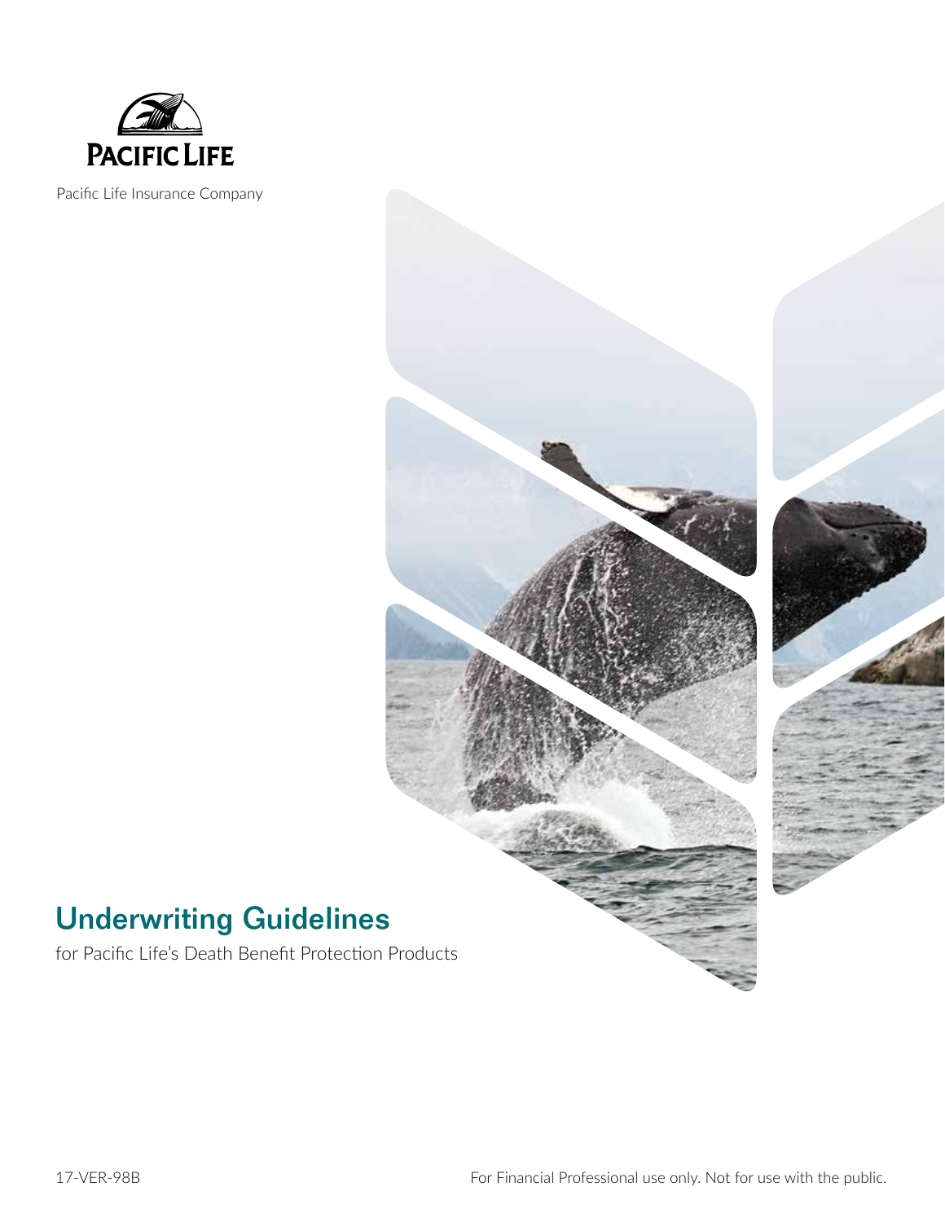PACIFIC LIFE

Pacific Life Insurance Company

# Underwriting Guidelines

for Pacific Life's Death Benefit Protection Products

17-VER-98B

For Financial Professional use only. Not for use with the public.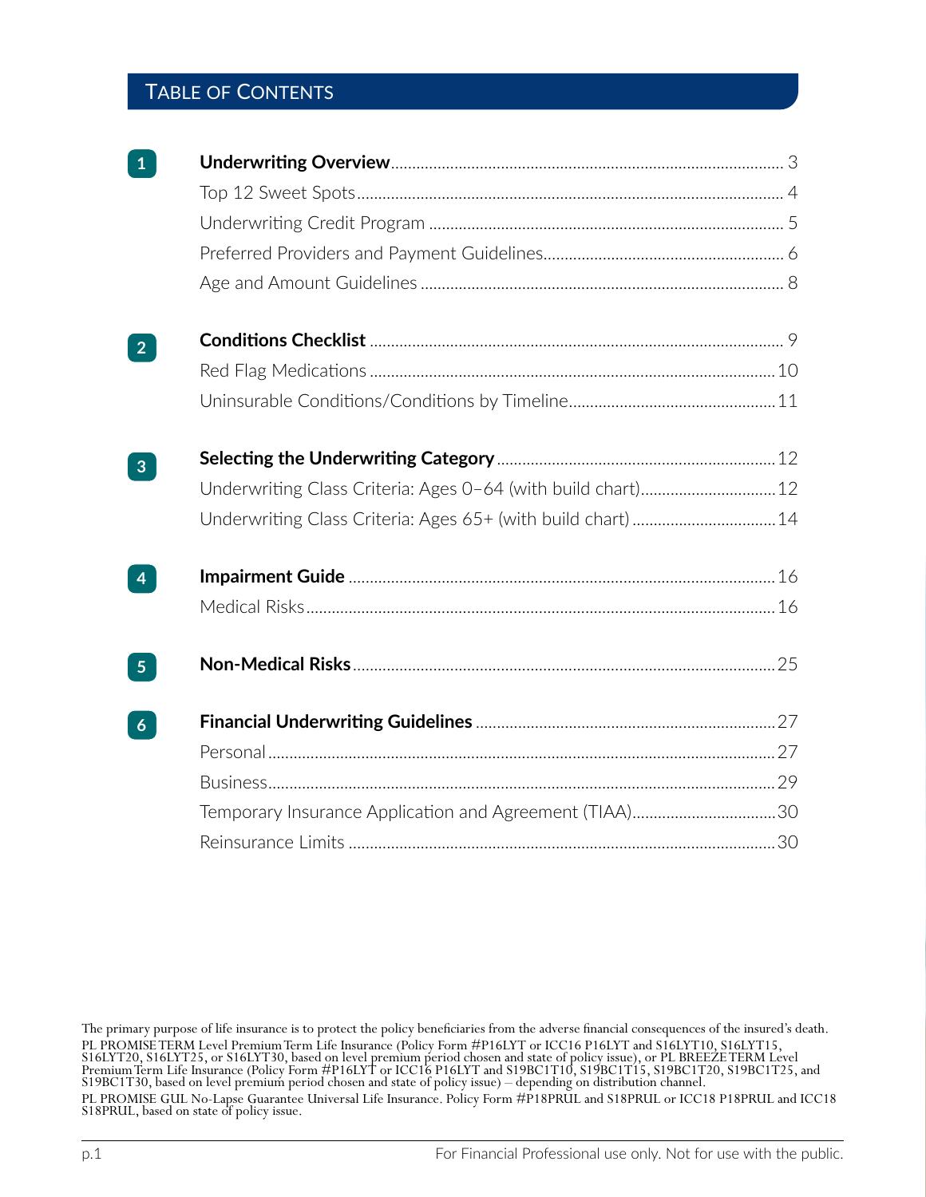# Table of Contents

**1**

- **Underwriting Overview** ........ 3
  - Top 12 Sweet Spots ........ 4
  - Underwriting Credit Program ........ 5
  - Preferred Providers and Payment Guidelines ........ 6
  - Age and Amount Guidelines ........ 8

**2**

- **Conditions Checklist** ........ 9
  - Red Flag Medications ........ 10
  - Uninsurable Conditions/Conditions by Timeline ........ 11

**3**

- **Selecting the Underwriting Category** ........ 12
  - Underwriting Class Criteria: Ages 0–64 (with build chart) ........ 12
  - Underwriting Class Criteria: Ages 65+ (with build chart) ........ 14

**4**

- **Impairment Guide** ........ 16
  - Medical Risks ........ 16

**5**

- **Non-Medical Risks** ........ 25

**6**

- **Financial Underwriting Guidelines** ........ 27
  - Personal ........ 27
  - Business ........ 29
  - Temporary Insurance Application and Agreement (TIAA) ........ 30
  - Reinsurance Limits ........ 30

The primary purpose of life insurance is to protect the policy beneficiaries from the adverse financial consequences of the insured's death.

PL PROMISE TERM Level Premium Term Life Insurance (Policy Form #P16LYT or ICC16 P16LYT and S16LYT10, S16LYT15, S16LYT20, S16LYT25, or S16LYT30, based on level premium period chosen and state of policy issue), or PL BREEZE TERM Level Premium Term Life Insurance (Policy Form #P16LYT or ICC16 P16LYT and S19BC1T10, S19BC1T15, S19BC1T20, S19BC1T25, and S19BC1T30, based on level premium period chosen and state of policy issue) – depending on distribution channel.

PL PROMISE GUL No-Lapse Guarantee Universal Life Insurance. Policy Form #P18PRUL and S18PRUL or ICC18 P18PRUL and ICC18 S18PRUL, based on state of policy issue.

For Financial Professional use only. Not for use with the public.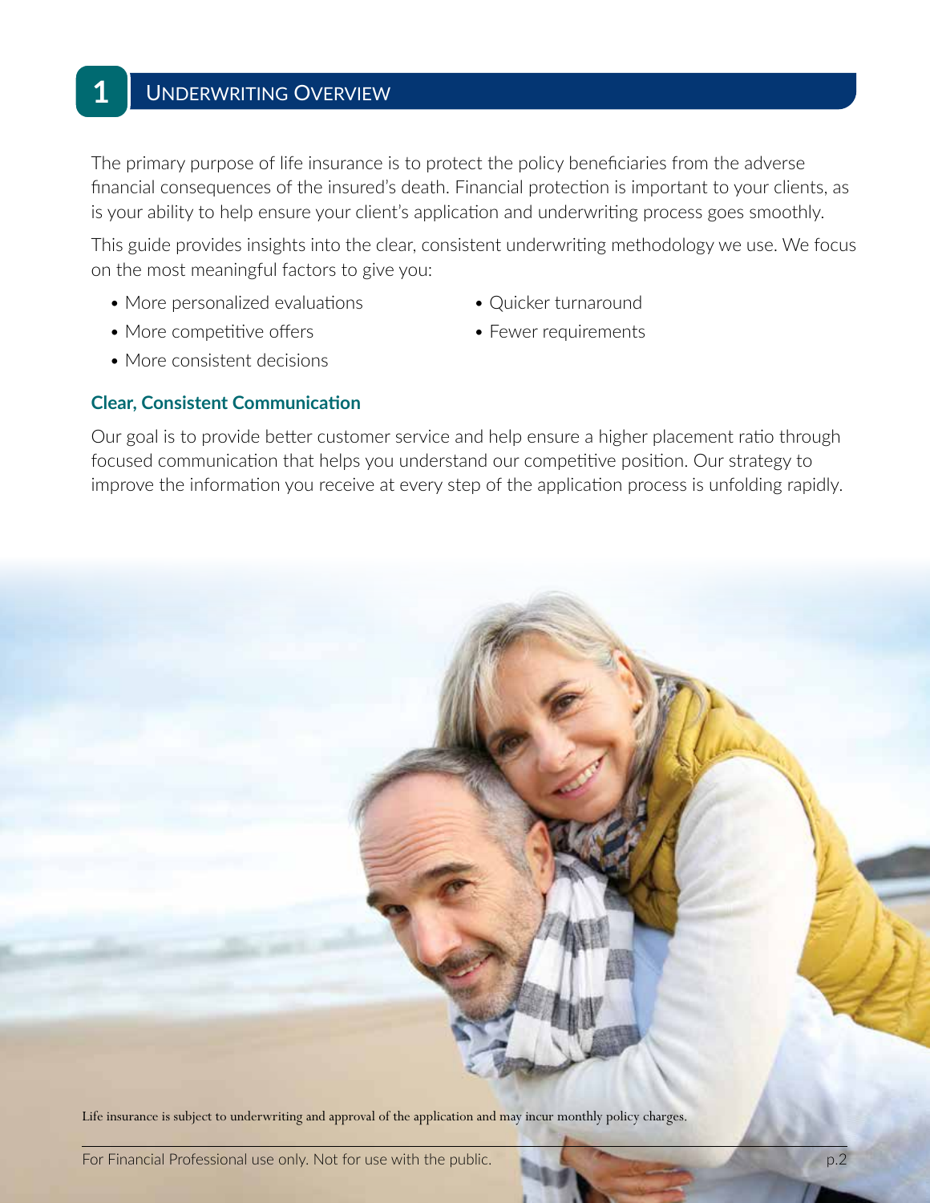# 1 Underwriting Overview

The primary purpose of life insurance is to protect the policy beneficiaries from the adverse financial consequences of the insured's death. Financial protection is important to your clients, as is your ability to help ensure your client's application and underwriting process goes smoothly.

This guide provides insights into the clear, consistent underwriting methodology we use. We focus on the most meaningful factors to give you:

- More personalized evaluations
- More competitive offers
- More consistent decisions
- Quicker turnaround
- Fewer requirements

## Clear, Consistent Communication

Our goal is to provide better customer service and help ensure a higher placement ratio through focused communication that helps you understand our competitive position. Our strategy to improve the information you receive at every step of the application process is unfolding rapidly.

Life insurance is subject to underwriting and approval of the application and may incur monthly policy charges.

For Financial Professional use only. Not for use with the public.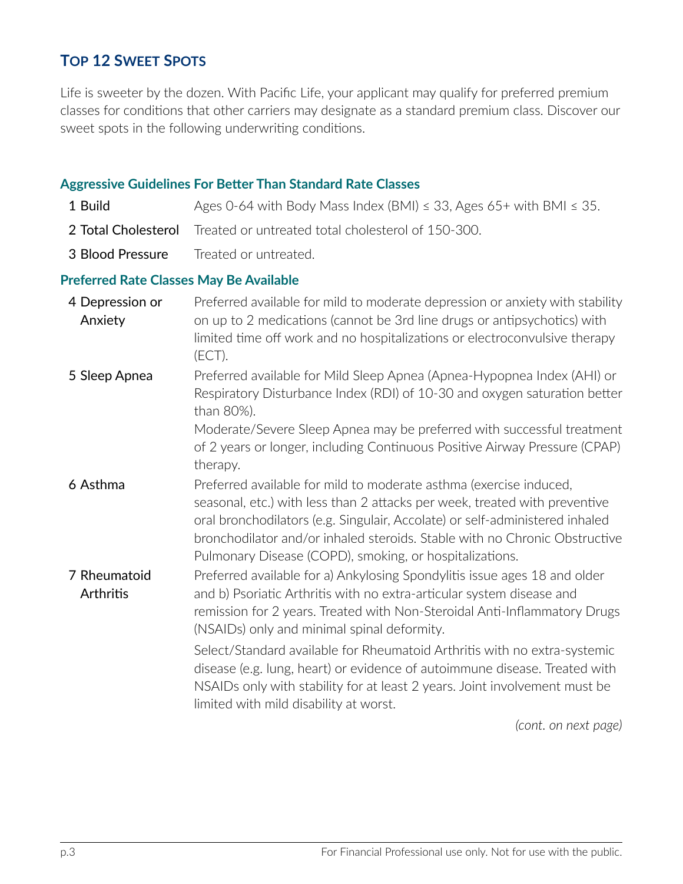## Top 12 Sweet Spots

Life is sweeter by the dozen. With Pacific Life, your applicant may qualify for preferred premium classes for conditions that other carriers may designate as a standard premium class. Discover our sweet spots in the following underwriting conditions.

### Aggressive Guidelines For Better Than Standard Rate Classes

| | |
|---|---|
| 1 Build | Ages 0-64 with Body Mass Index (BMI) ≤ 33, Ages 65+ with BMI ≤ 35. |
| 2 Total Cholesterol | Treated or untreated total cholesterol of 150-300. |
| 3 Blood Pressure | Treated or untreated. |

### Preferred Rate Classes May Be Available

| | |
|---|---|
| 4 Depression or Anxiety | Preferred available for mild to moderate depression or anxiety with stability on up to 2 medications (cannot be 3rd line drugs or antipsychotics) with limited time off work and no hospitalizations or electroconvulsive therapy (ECT). |
| 5 Sleep Apnea | Preferred available for Mild Sleep Apnea (Apnea-Hypopnea Index (AHI) or Respiratory Disturbance Index (RDI) of 10-30 and oxygen saturation better than 80%).<br>Moderate/Severe Sleep Apnea may be preferred with successful treatment of 2 years or longer, including Continuous Positive Airway Pressure (CPAP) therapy. |
| 6 Asthma | Preferred available for mild to moderate asthma (exercise induced, seasonal, etc.) with less than 2 attacks per week, treated with preventive oral bronchodilators (e.g. Singulair, Accolate) or self-administered inhaled bronchodilator and/or inhaled steroids. Stable with no Chronic Obstructive Pulmonary Disease (COPD), smoking, or hospitalizations. |
| 7 Rheumatoid Arthritis | Preferred available for a) Ankylosing Spondylitis issue ages 18 and older and b) Psoriatic Arthritis with no extra-articular system disease and remission for 2 years. Treated with Non-Steroidal Anti-Inflammatory Drugs (NSAIDs) only and minimal spinal deformity.<br>Select/Standard available for Rheumatoid Arthritis with no extra-systemic disease (e.g. lung, heart) or evidence of autoimmune disease. Treated with NSAIDs only with stability for at least 2 years. Joint involvement must be limited with mild disability at worst. |

*(cont. on next page)*

For Financial Professional use only. Not for use with the public.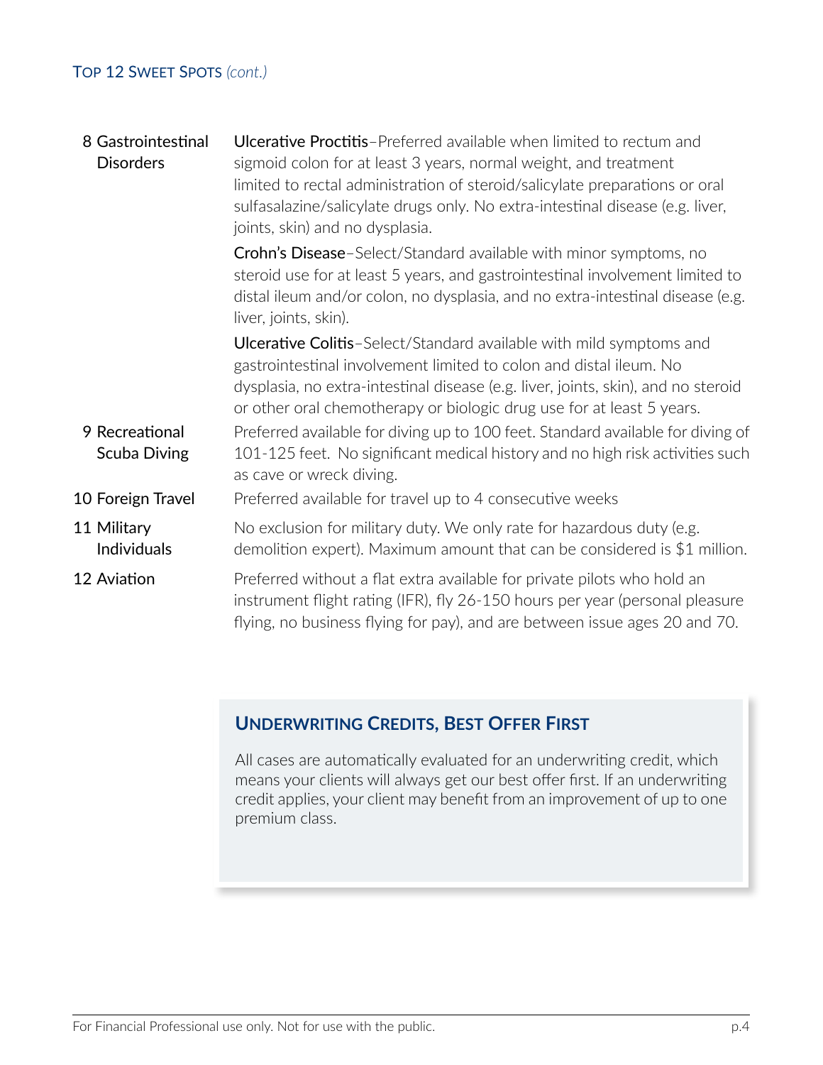## Top 12 Sweet Spots *(cont.)*

| | |
|---|---|
| 8 Gastrointestinal Disorders | **Ulcerative Proctitis**–Preferred available when limited to rectum and sigmoid colon for at least 3 years, normal weight, and treatment limited to rectal administration of steroid/salicylate preparations or oral sulfasalazine/salicylate drugs only. No extra-intestinal disease (e.g. liver, joints, skin) and no dysplasia.<br><br>**Crohn's Disease**–Select/Standard available with minor symptoms, no steroid use for at least 5 years, and gastrointestinal involvement limited to distal ileum and/or colon, no dysplasia, and no extra-intestinal disease (e.g. liver, joints, skin).<br><br>**Ulcerative Colitis**–Select/Standard available with mild symptoms and gastrointestinal involvement limited to colon and distal ileum. No dysplasia, no extra-intestinal disease (e.g. liver, joints, skin), and no steroid or other oral chemotherapy or biologic drug use for at least 5 years. |
| 9 Recreational Scuba Diving | Preferred available for diving up to 100 feet. Standard available for diving of 101-125 feet. No significant medical history and no high risk activities such as cave or wreck diving. |
| 10 Foreign Travel | Preferred available for travel up to 4 consecutive weeks |
| 11 Military Individuals | No exclusion for military duty. We only rate for hazardous duty (e.g. demolition expert). Maximum amount that can be considered is $1 million. |
| 12 Aviation | Preferred without a flat extra available for private pilots who hold an instrument flight rating (IFR), fly 26-150 hours per year (personal pleasure flying, no business flying for pay), and are between issue ages 20 and 70. |

### Underwriting Credits, Best Offer First

All cases are automatically evaluated for an underwriting credit, which means your clients will always get our best offer first. If an underwriting credit applies, your client may benefit from an improvement of up to one premium class.

For Financial Professional use only. Not for use with the public.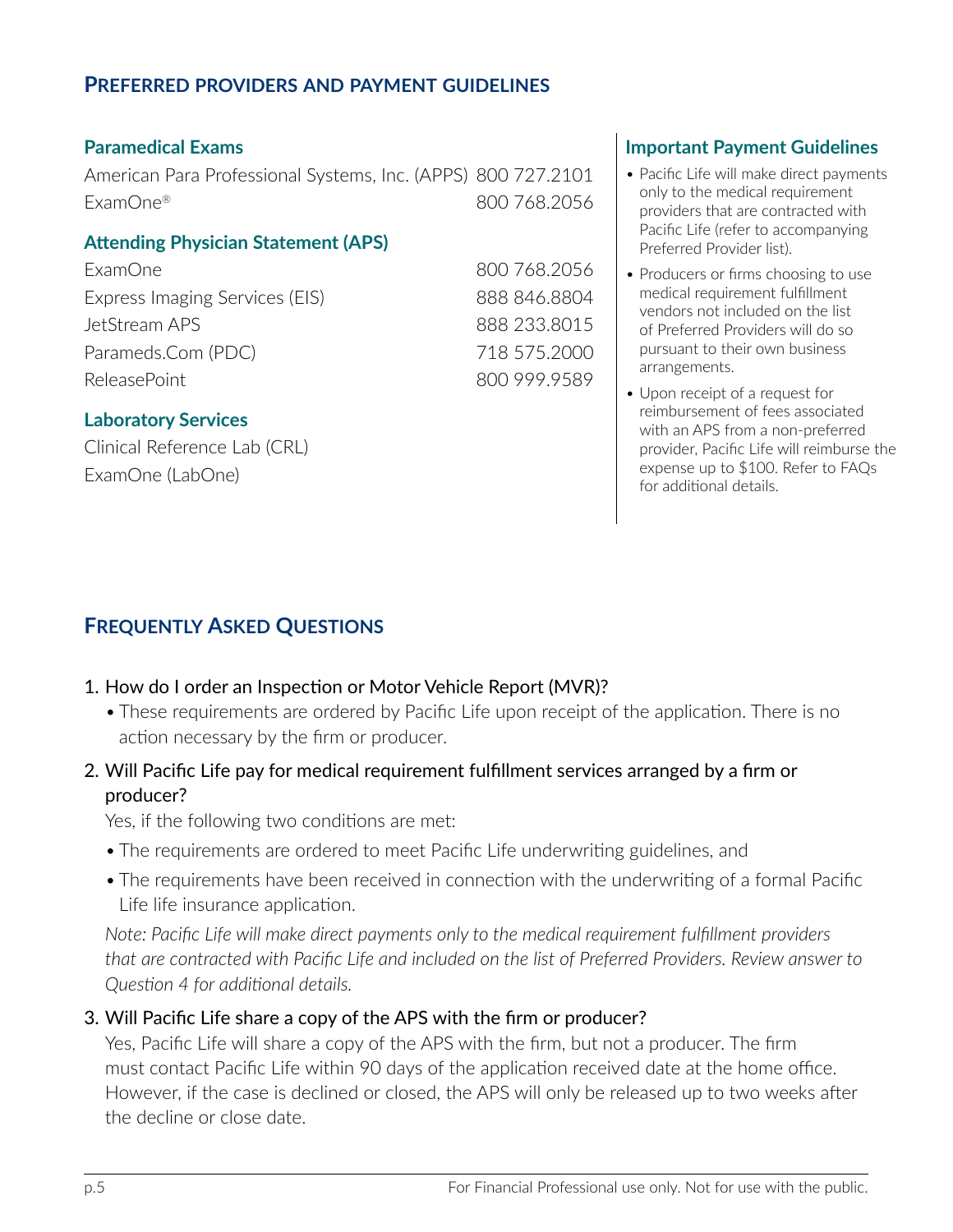## Preferred providers and payment guidelines

### Paramedical Exams

| | |
|---|---|
| American Para Professional Systems, Inc. (APPS) | 800 727.2101 |
| ExamOne® | 800 768.2056 |

### Attending Physician Statement (APS)

| | |
|---|---|
| ExamOne | 800 768.2056 |
| Express Imaging Services (EIS) | 888 846.8804 |
| JetStream APS | 888 233.8015 |
| Parameds.Com (PDC) | 718 575.2000 |
| ReleasePoint | 800 999.9589 |

### Laboratory Services

Clinical Reference Lab (CRL)
ExamOne (LabOne)

### Important Payment Guidelines

- Pacific Life will make direct payments only to the medical requirement providers that are contracted with Pacific Life (refer to accompanying Preferred Provider list).
- Producers or firms choosing to use medical requirement fulfillment vendors not included on the list of Preferred Providers will do so pursuant to their own business arrangements.
- Upon receipt of a request for reimbursement of fees associated with an APS from a non-preferred provider, Pacific Life will reimburse the expense up to $100. Refer to FAQs for additional details.

## Frequently Asked Questions

1. How do I order an Inspection or Motor Vehicle Report (MVR)?
   - These requirements are ordered by Pacific Life upon receipt of the application. There is no action necessary by the firm or producer.
2. Will Pacific Life pay for medical requirement fulfillment services arranged by a firm or producer?

   Yes, if the following two conditions are met:
   - The requirements are ordered to meet Pacific Life underwriting guidelines, and
   - The requirements have been received in connection with the underwriting of a formal Pacific Life life insurance application.

   *Note: Pacific Life will make direct payments only to the medical requirement fulfillment providers that are contracted with Pacific Life and included on the list of Preferred Providers. Review answer to Question 4 for additional details.*
3. Will Pacific Life share a copy of the APS with the firm or producer?

   Yes, Pacific Life will share a copy of the APS with the firm, but not a producer. The firm must contact Pacific Life within 90 days of the application received date at the home office. However, if the case is declined or closed, the APS will only be released up to two weeks after the decline or close date.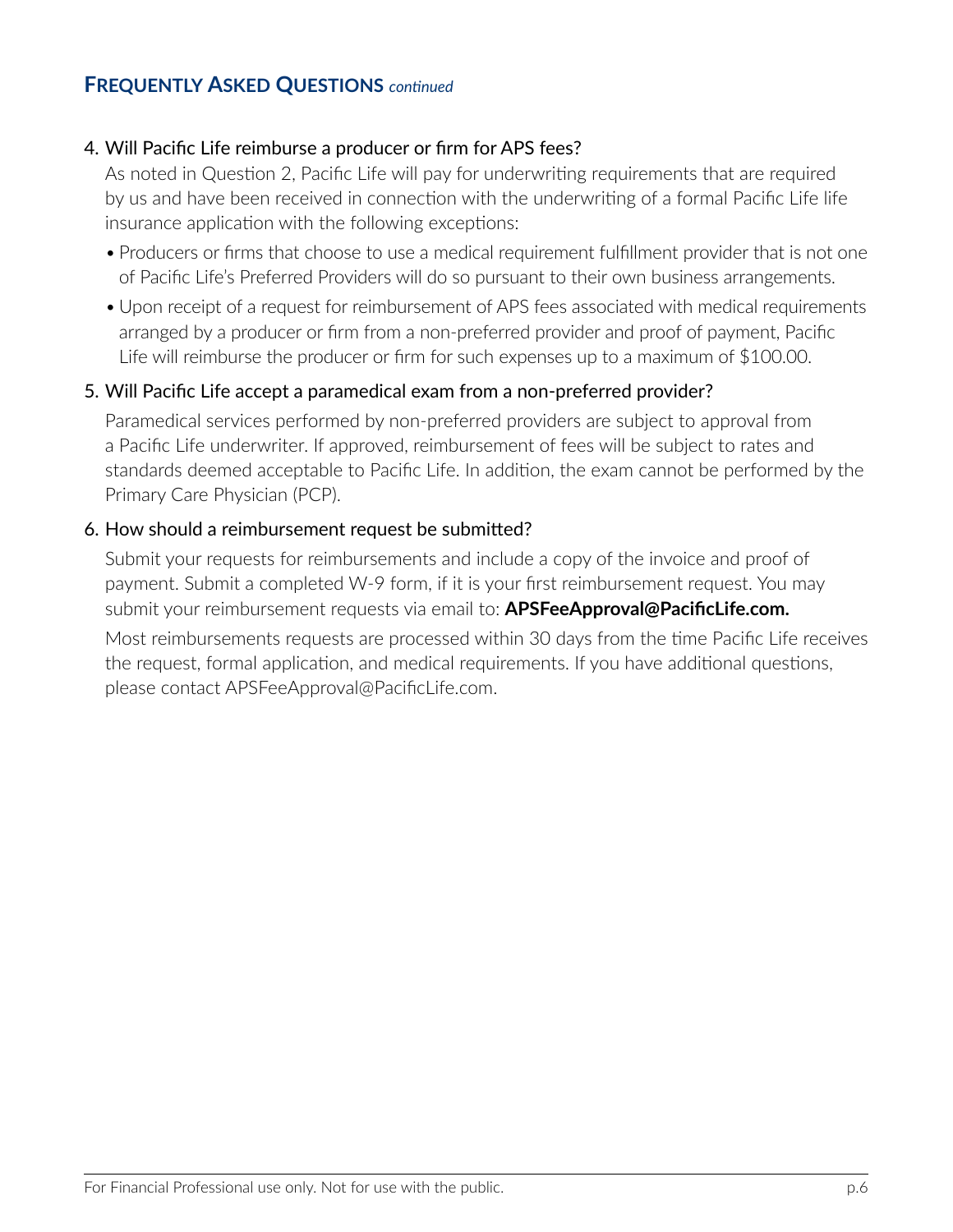## FREQUENTLY ASKED QUESTIONS *continued*

4. Will Pacific Life reimburse a producer or firm for APS fees?

   As noted in Question 2, Pacific Life will pay for underwriting requirements that are required by us and have been received in connection with the underwriting of a formal Pacific Life life insurance application with the following exceptions:

   - Producers or firms that choose to use a medical requirement fulfillment provider that is not one of Pacific Life's Preferred Providers will do so pursuant to their own business arrangements.
   - Upon receipt of a request for reimbursement of APS fees associated with medical requirements arranged by a producer or firm from a non-preferred provider and proof of payment, Pacific Life will reimburse the producer or firm for such expenses up to a maximum of $100.00.

5. Will Pacific Life accept a paramedical exam from a non-preferred provider?

   Paramedical services performed by non-preferred providers are subject to approval from a Pacific Life underwriter. If approved, reimbursement of fees will be subject to rates and standards deemed acceptable to Pacific Life. In addition, the exam cannot be performed by the Primary Care Physician (PCP).

6. How should a reimbursement request be submitted?

   Submit your requests for reimbursements and include a copy of the invoice and proof of payment. Submit a completed W-9 form, if it is your first reimbursement request. You may submit your reimbursement requests via email to: **APSFeeApproval@PacificLife.com.**

   Most reimbursements requests are processed within 30 days from the time Pacific Life receives the request, formal application, and medical requirements. If you have additional questions, please contact APSFeeApproval@PacificLife.com.

For Financial Professional use only. Not for use with the public.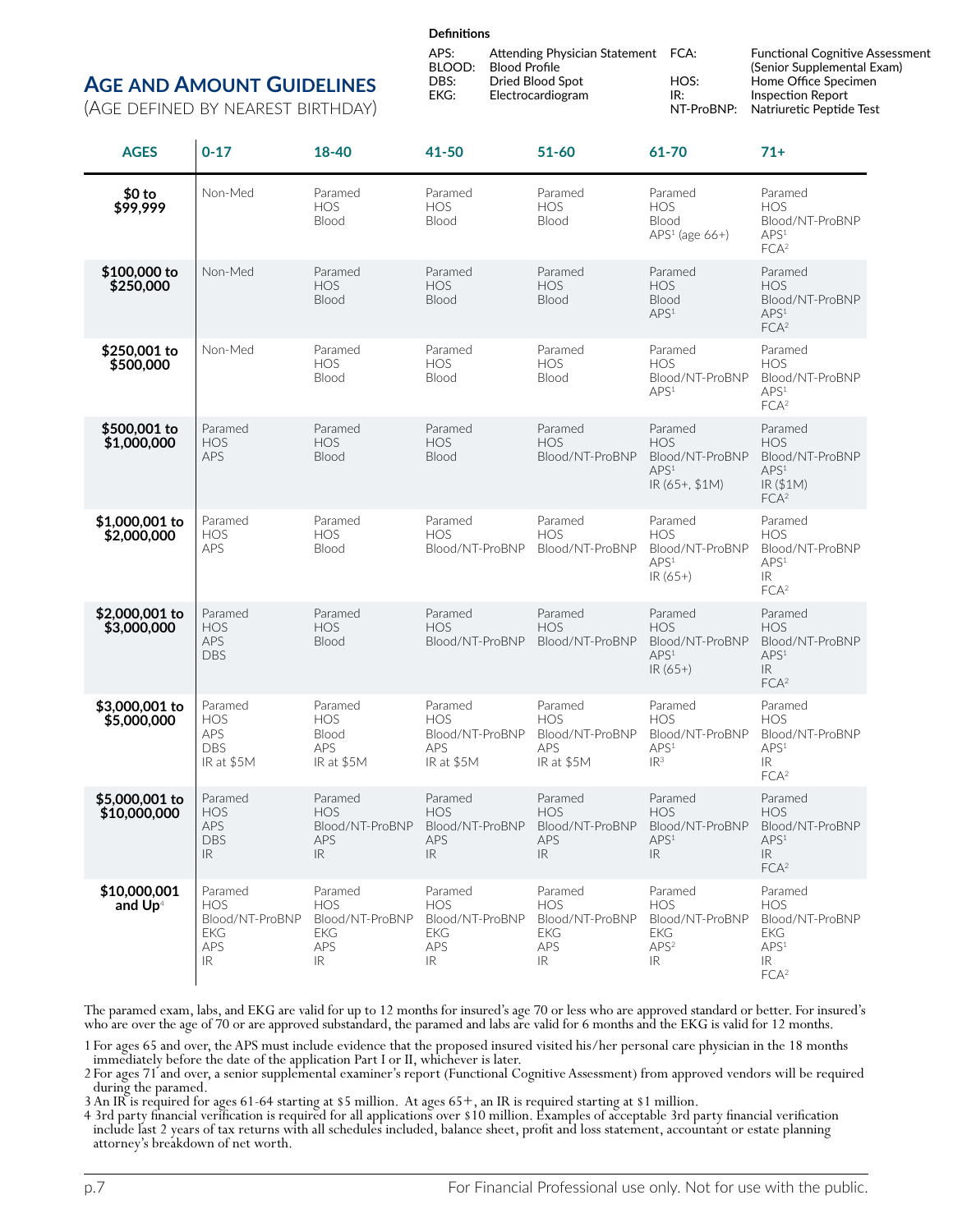## Age and Amount Guidelines

(Age defined by nearest birthday)

**Definitions**

| | | | |
|---|---|---|---|
| APS: | Attending Physician Statement | FCA: | Functional Cognitive Assessment (Senior Supplemental Exam) |
| BLOOD: | Blood Profile | HOS: | Home Office Specimen |
| DBS: | Dried Blood Spot | IR: | Inspection Report |
| EKG: | Electrocardiogram | NT-ProBNP: | Natriuetic Peptide Test |

| AGES | 0-17 | 18-40 | 41-50 | 51-60 | 61-70 | 71+ |
|---|---|---|---|---|---|---|
| **$0 to $99,999** | Non-Med | Paramed<br>HOS<br>Blood | Paramed<br>HOS<br>Blood | Paramed<br>HOS<br>Blood | Paramed<br>HOS<br>Blood<br>APS[1] (age 66+) | Paramed<br>HOS<br>Blood/NT-ProBNP<br>APS[1]<br>FCA[2] |
| **$100,000 to $250,000** | Non-Med | Paramed<br>HOS<br>Blood | Paramed<br>HOS<br>Blood | Paramed<br>HOS<br>Blood | Paramed<br>HOS<br>Blood<br>APS[1] | Paramed<br>HOS<br>Blood/NT-ProBNP<br>APS[1]<br>FCA[2] |
| **$250,001 to $500,000** | Non-Med | Paramed<br>HOS<br>Blood | Paramed<br>HOS<br>Blood | Paramed<br>HOS<br>Blood | Paramed<br>HOS<br>Blood/NT-ProBNP<br>APS[1] | Paramed<br>HOS<br>Blood/NT-ProBNP<br>APS[1]<br>FCA[2] |
| **$500,001 to $1,000,000** | Paramed<br>HOS<br>APS | Paramed<br>HOS<br>Blood | Paramed<br>HOS<br>Blood | Paramed<br>HOS<br>Blood/NT-ProBNP | Paramed<br>HOS<br>Blood/NT-ProBNP<br>APS[1]<br>IR (65+, $1M) | Paramed<br>HOS<br>Blood/NT-ProBNP<br>APS[1]<br>IR ($1M)<br>FCA[2] |
| **$1,000,001 to $2,000,000** | Paramed<br>HOS<br>APS | Paramed<br>HOS<br>Blood | Paramed<br>HOS<br>Blood/NT-ProBNP | Paramed<br>HOS<br>Blood/NT-ProBNP | Paramed<br>HOS<br>Blood/NT-ProBNP<br>APS[1]<br>IR (65+) | Paramed<br>HOS<br>Blood/NT-ProBNP<br>APS[1]<br>IR<br>FCA[2] |
| **$2,000,001 to $3,000,000** | Paramed<br>HOS<br>APS<br>DBS | Paramed<br>HOS<br>Blood | Paramed<br>HOS<br>Blood/NT-ProBNP | Paramed<br>HOS<br>Blood/NT-ProBNP | Paramed<br>HOS<br>Blood/NT-ProBNP<br>APS[1]<br>IR (65+) | Paramed<br>HOS<br>Blood/NT-ProBNP<br>APS[1]<br>IR<br>FCA[2] |
| **$3,000,001 to $5,000,000** | Paramed<br>HOS<br>APS<br>DBS<br>IR at $5M | Paramed<br>HOS<br>Blood<br>APS<br>IR at $5M | Paramed<br>HOS<br>Blood/NT-ProBNP<br>APS<br>IR at $5M | Paramed<br>HOS<br>Blood/NT-ProBNP<br>APS<br>IR at $5M | Paramed<br>HOS<br>Blood/NT-ProBNP<br>APS[1]<br>IR[3] | Paramed<br>HOS<br>Blood/NT-ProBNP<br>APS[1]<br>IR<br>FCA[2] |
| **$5,000,001 to $10,000,000** | Paramed<br>HOS<br>APS<br>DBS<br>IR | Paramed<br>HOS<br>Blood/NT-ProBNP<br>APS<br>IR | Paramed<br>HOS<br>Blood/NT-ProBNP<br>APS<br>IR | Paramed<br>HOS<br>Blood/NT-ProBNP<br>APS<br>IR | Paramed<br>HOS<br>Blood/NT-ProBNP<br>APS[1]<br>IR | Paramed<br>HOS<br>Blood/NT-ProBNP<br>APS[1]<br>IR<br>FCA[2] |
| **$10,000,001 and Up[4]** | Paramed<br>HOS<br>Blood/NT-ProBNP<br>EKG<br>APS<br>IR | Paramed<br>HOS<br>Blood/NT-ProBNP<br>EKG<br>APS<br>IR | Paramed<br>HOS<br>Blood/NT-ProBNP<br>EKG<br>APS<br>IR | Paramed<br>HOS<br>Blood/NT-ProBNP<br>EKG<br>APS<br>IR | Paramed<br>HOS<br>Blood/NT-ProBNP<br>EKG<br>APS[2]<br>IR | Paramed<br>HOS<br>Blood/NT-ProBNP<br>EKG<br>APS[1]<br>IR<br>FCA[2] |

The paramed exam, labs, and EKG are valid for up to 12 months for insured's age 70 or less who are approved standard or better. For insured's who are over the age of 70 or are approved substandard, the paramed and labs are valid for 6 months and the EKG is valid for 12 months.

1 For ages 65 and over, the APS must include evidence that the proposed insured visited his/her personal care physician in the 18 months immediately before the date of the application Part I or II, whichever is later.

2 For ages 71 and over, a senior supplemental examiner's report (Functional Cognitive Assessment) from approved vendors will be required during the paramed.

3 An IR is required for ages 61-64 starting at $5 million. At ages 65+, an IR is required starting at $1 million.

4 3rd party financial verification is required for all applications over $10 million. Examples of acceptable 3rd party financial verification include last 2 years of tax returns with all schedules included, balance sheet, profit and loss statement, accountant or estate planning attorney's breakdown of net worth.

For Financial Professional use only. Not for use with the public.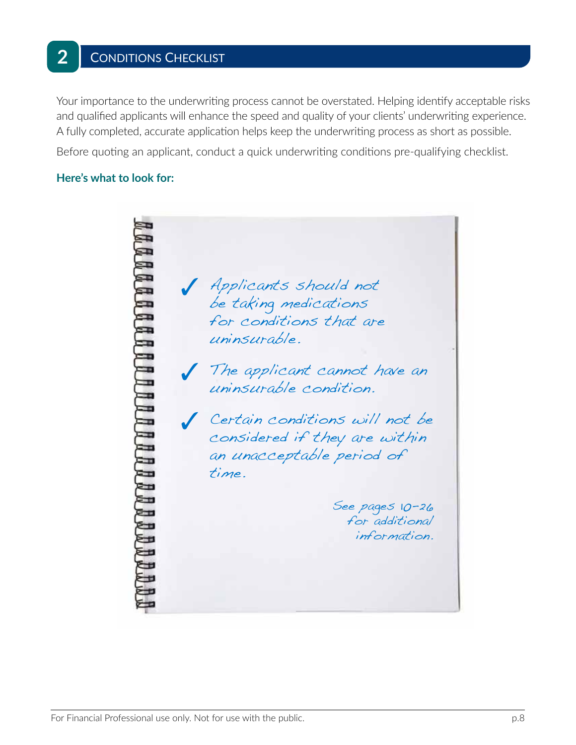## 2 Conditions Checklist

Your importance to the underwriting process cannot be overstated. Helping identify acceptable risks and qualified applicants will enhance the speed and quality of your clients' underwriting experience. A fully completed, accurate application helps keep the underwriting process as short as possible.

Before quoting an applicant, conduct a quick underwriting conditions pre-qualifying checklist.

**Here's what to look for:**

- ✓ Applicants should not be taking medications for conditions that are uninsurable.
- ✓ The applicant cannot have an uninsurable condition.
- ✓ Certain conditions will not be considered if they are within an unacceptable period of time.

See pages 10-26 for additional information.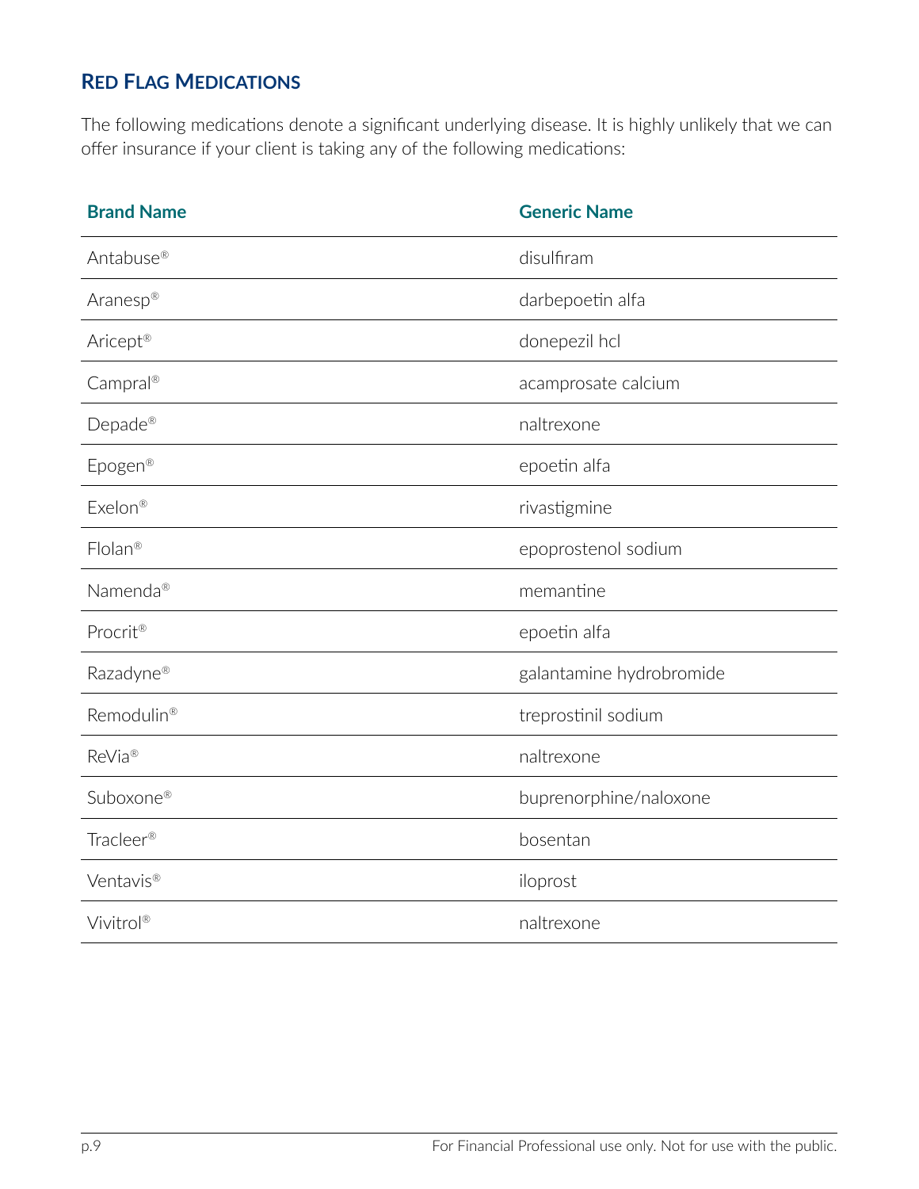## Red Flag Medications

The following medications denote a significant underlying disease. It is highly unlikely that we can offer insurance if your client is taking any of the following medications:

| Brand Name | Generic Name |
|---|---|
| Antabuse® | disulfiram |
| Aranesp® | darbepoetin alfa |
| Aricept® | donepezil hcl |
| Campral® | acamprosate calcium |
| Depade® | naltrexone |
| Epogen® | epoetin alfa |
| Exelon® | rivastigmine |
| Flolan® | epoprostenol sodium |
| Namenda® | memantine |
| Procrit® | epoetin alfa |
| Razadyne® | galantamine hydrobromide |
| Remodulin® | treprostinil sodium |
| ReVia® | naltrexone |
| Suboxone® | buprenorphine/naloxone |
| Tracleer® | bosentan |
| Ventavis® | iloprost |
| Vivitrol® | naltrexone |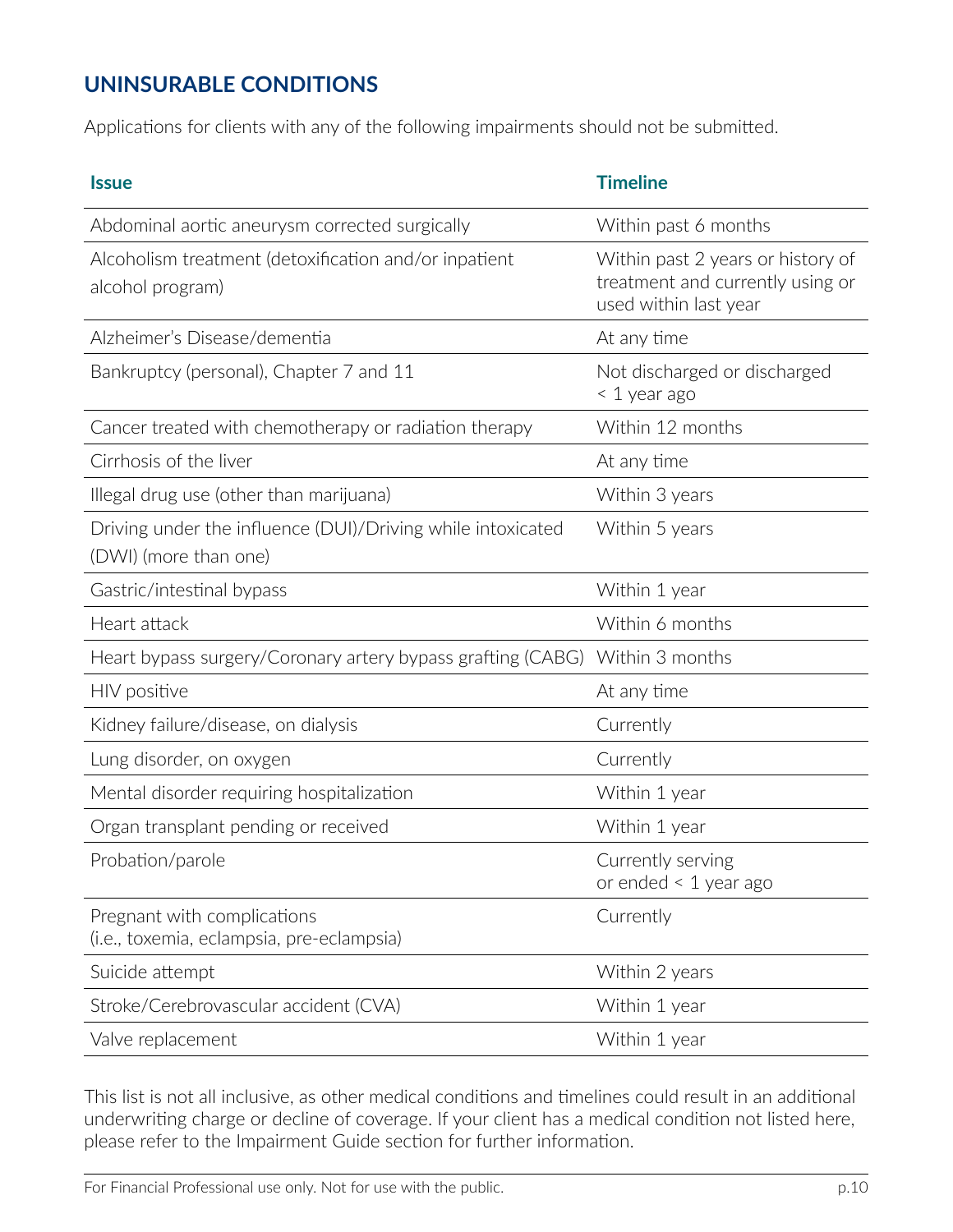## UNINSURABLE CONDITIONS

Applications for clients with any of the following impairments should not be submitted.

| Issue | Timeline |
|---|---|
| Abdominal aortic aneurysm corrected surgically | Within past 6 months |
| Alcoholism treatment (detoxification and/or inpatient alcohol program) | Within past 2 years or history of treatment and currently using or used within last year |
| Alzheimer's Disease/dementia | At any time |
| Bankruptcy (personal), Chapter 7 and 11 | Not discharged or discharged < 1 year ago |
| Cancer treated with chemotherapy or radiation therapy | Within 12 months |
| Cirrhosis of the liver | At any time |
| Illegal drug use (other than marijuana) | Within 3 years |
| Driving under the influence (DUI)/Driving while intoxicated (DWI) (more than one) | Within 5 years |
| Gastric/intestinal bypass | Within 1 year |
| Heart attack | Within 6 months |
| Heart bypass surgery/Coronary artery bypass grafting (CABG) | Within 3 months |
| HIV positive | At any time |
| Kidney failure/disease, on dialysis | Currently |
| Lung disorder, on oxygen | Currently |
| Mental disorder requiring hospitalization | Within 1 year |
| Organ transplant pending or received | Within 1 year |
| Probation/parole | Currently serving or ended < 1 year ago |
| Pregnant with complications (i.e., toxemia, eclampsia, pre-eclampsia) | Currently |
| Suicide attempt | Within 2 years |
| Stroke/Cerebrovascular accident (CVA) | Within 1 year |
| Valve replacement | Within 1 year |

This list is not all inclusive, as other medical conditions and timelines could result in an additional underwriting charge or decline of coverage. If your client has a medical condition not listed here, please refer to the Impairment Guide section for further information.

For Financial Professional use only. Not for use with the public.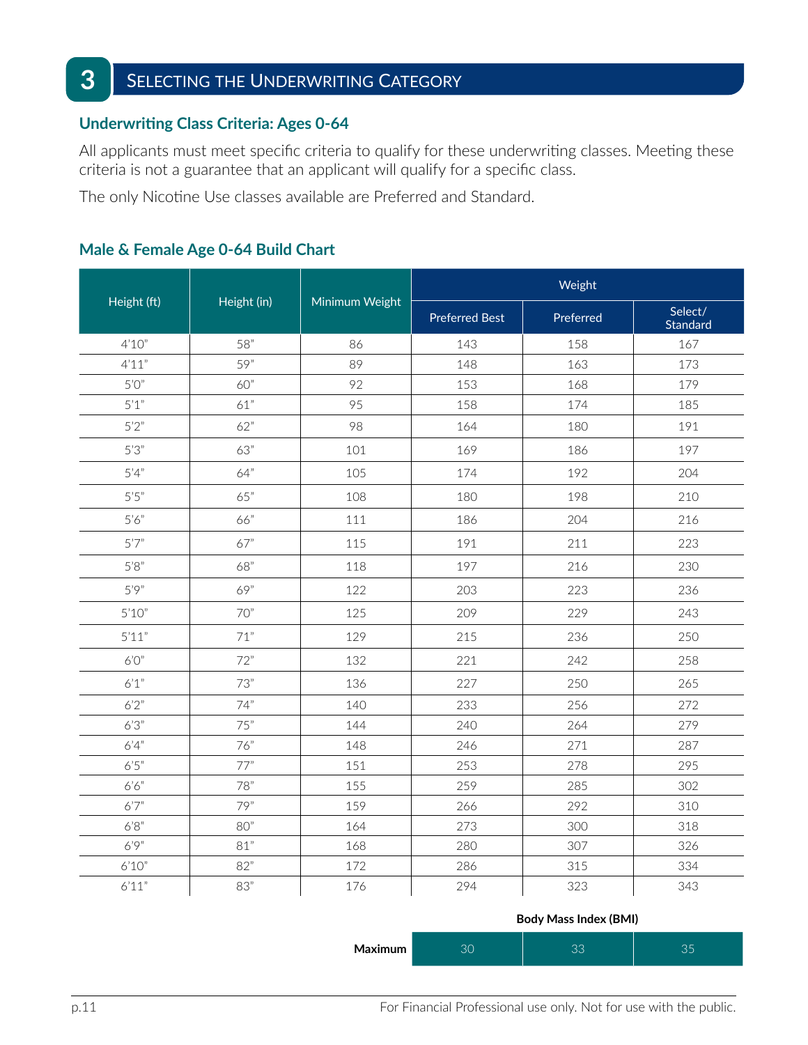# 3 Selecting the Underwriting Category

## Underwriting Class Criteria: Ages 0-64

All applicants must meet specific criteria to qualify for these underwriting classes. Meeting these criteria is not a guarantee that an applicant will qualify for a specific class.

The only Nicotine Use classes available are Preferred and Standard.

### Male & Female Age 0-64 Build Chart

| Height (ft) | Height (in) | Minimum Weight | Weight | | |
|---|---|---|---|---|---|
| | | | Preferred Best | Preferred | Select/ Standard |
| 4'10" | 58" | 86 | 143 | 158 | 167 |
| 4'11" | 59" | 89 | 148 | 163 | 173 |
| 5'0" | 60" | 92 | 153 | 168 | 179 |
| 5'1" | 61" | 95 | 158 | 174 | 185 |
| 5'2" | 62" | 98 | 164 | 180 | 191 |
| 5'3" | 63" | 101 | 169 | 186 | 197 |
| 5'4" | 64" | 105 | 174 | 192 | 204 |
| 5'5" | 65" | 108 | 180 | 198 | 210 |
| 5'6" | 66" | 111 | 186 | 204 | 216 |
| 5'7" | 67" | 115 | 191 | 211 | 223 |
| 5'8" | 68" | 118 | 197 | 216 | 230 |
| 5'9" | 69" | 122 | 203 | 223 | 236 |
| 5'10" | 70" | 125 | 209 | 229 | 243 |
| 5'11" | 71" | 129 | 215 | 236 | 250 |
| 6'0" | 72" | 132 | 221 | 242 | 258 |
| 6'1" | 73" | 136 | 227 | 250 | 265 |
| 6'2" | 74" | 140 | 233 | 256 | 272 |
| 6'3" | 75" | 144 | 240 | 264 | 279 |
| 6'4" | 76" | 148 | 246 | 271 | 287 |
| 6'5" | 77" | 151 | 253 | 278 | 295 |
| 6'6" | 78" | 155 | 259 | 285 | 302 |
| 6'7" | 79" | 159 | 266 | 292 | 310 |
| 6'8" | 80" | 164 | 273 | 300 | 318 |
| 6'9" | 81" | 168 | 280 | 307 | 326 |
| 6'10" | 82" | 172 | 286 | 315 | 334 |
| 6'11" | 83" | 176 | 294 | 323 | 343 |

| | Body Mass Index (BMI) | | |
|---|---|---|---|
| **Maximum** | 30 | 33 | 35 |

For Financial Professional use only. Not for use with the public.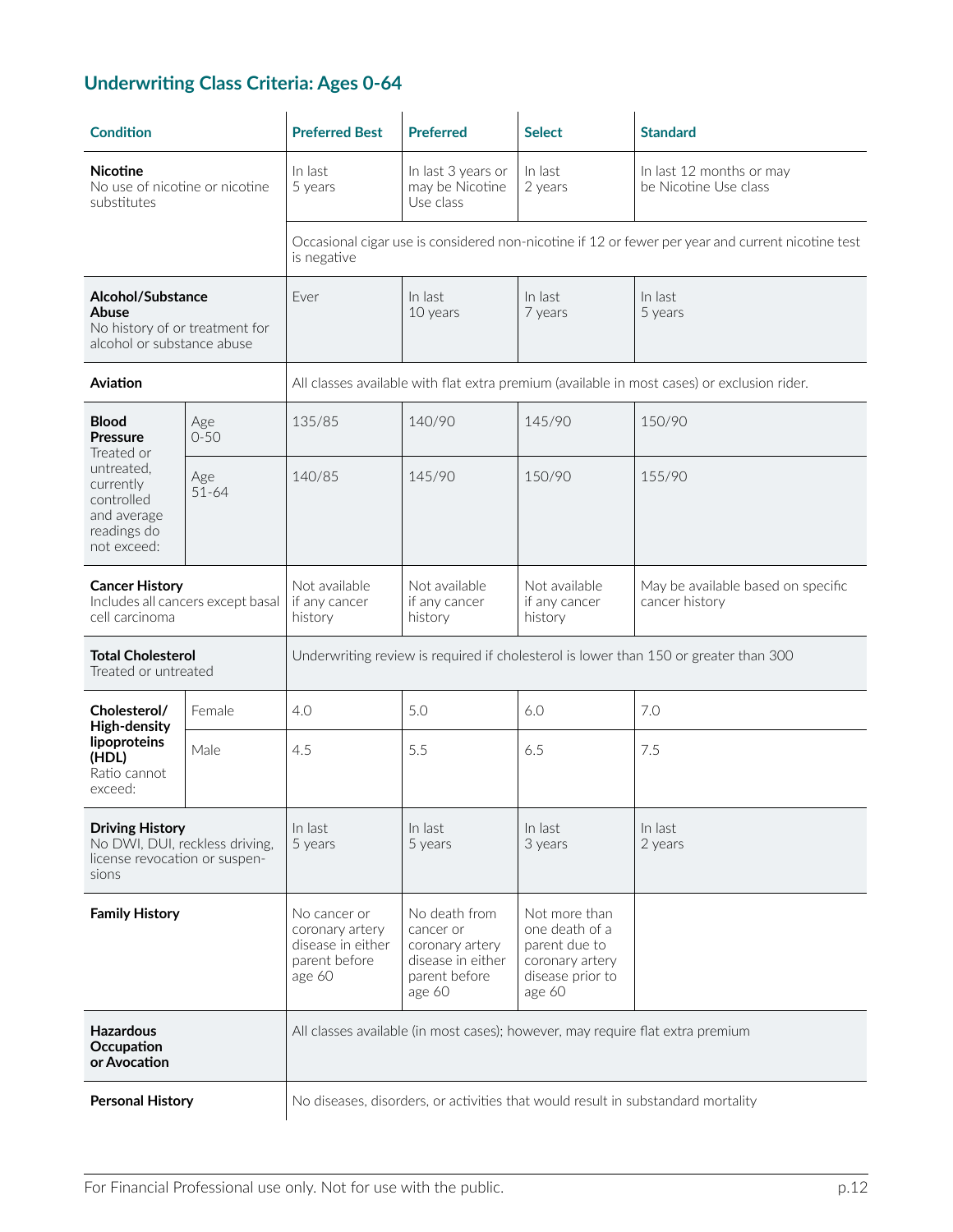## Underwriting Class Criteria: Ages 0-64

| Condition | | Preferred Best | Preferred | Select | Standard |
|---|---|---|---|---|---|
| **Nicotine** No use of nicotine or nicotine substitutes | | In last 5 years | In last 3 years or may be Nicotine Use class | In last 2 years | In last 12 months or may be Nicotine Use class |
| | | Occasional cigar use is considered non-nicotine if 12 or fewer per year and current nicotine test is negative | | | |
| **Alcohol/Substance Abuse** No history of or treatment for alcohol or substance abuse | | Ever | In last 10 years | In last 7 years | In last 5 years |
| **Aviation** | | All classes available with flat extra premium (available in most cases) or exclusion rider. | | | |
| **Blood Pressure** Treated or untreated, currently controlled and average readings do not exceed: | Age 0-50 | 135/85 | 140/90 | 145/90 | 150/90 |
| | Age 51-64 | 140/85 | 145/90 | 150/90 | 155/90 |
| **Cancer History** Includes all cancers except basal cell carcinoma | | Not available if any cancer history | Not available if any cancer history | Not available if any cancer history | May be available based on specific cancer history |
| **Total Cholesterol** Treated or untreated | | Underwriting review is required if cholesterol is lower than 150 or greater than 300 | | | |
| **Cholesterol/ High-density lipoproteins (HDL)** Ratio cannot exceed: | Female | 4.0 | 5.0 | 6.0 | 7.0 |
| | Male | 4.5 | 5.5 | 6.5 | 7.5 |
| **Driving History** No DWI, DUI, reckless driving, license revocation or suspensions | | In last 5 years | In last 5 years | In last 3 years | In last 2 years |
| **Family History** | | No cancer or coronary artery disease in either parent before age 60 | No death from cancer or coronary artery disease in either parent before age 60 | Not more than one death of a parent due to coronary artery disease prior to age 60 | |
| **Hazardous Occupation or Avocation** | | All classes available (in most cases); however, may require flat extra premium | | | |
| **Personal History** | | No diseases, disorders, or activities that would result in substandard mortality | | | |

For Financial Professional use only. Not for use with the public.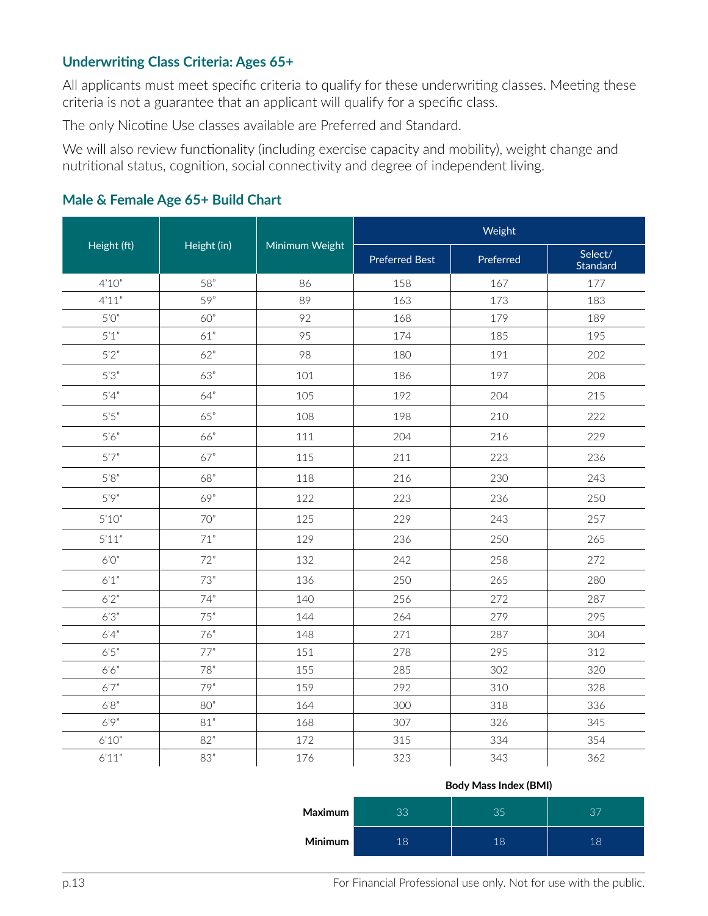## Underwriting Class Criteria: Ages 65+

All applicants must meet specific criteria to qualify for these underwriting classes. Meeting these criteria is not a guarantee that an applicant will qualify for a specific class.

The only Nicotine Use classes available are Preferred and Standard.

We will also review functionality (including exercise capacity and mobility), weight change and nutritional status, cognition, social connectivity and degree of independent living.

## Male & Female Age 65+ Build Chart

| Height (ft) | Height (in) | Minimum Weight | Weight | | |
|---|---|---|---|---|---|
| | | | Preferred Best | Preferred | Select/ Standard |
| 4'10" | 58" | 86 | 158 | 167 | 177 |
| 4'11" | 59" | 89 | 163 | 173 | 183 |
| 5'0" | 60" | 92 | 168 | 179 | 189 |
| 5'1" | 61" | 95 | 174 | 185 | 195 |
| 5'2" | 62" | 98 | 180 | 191 | 202 |
| 5'3" | 63" | 101 | 186 | 197 | 208 |
| 5'4" | 64" | 105 | 192 | 204 | 215 |
| 5'5" | 65" | 108 | 198 | 210 | 222 |
| 5'6" | 66" | 111 | 204 | 216 | 229 |
| 5'7" | 67" | 115 | 211 | 223 | 236 |
| 5'8" | 68" | 118 | 216 | 230 | 243 |
| 5'9" | 69" | 122 | 223 | 236 | 250 |
| 5'10" | 70" | 125 | 229 | 243 | 257 |
| 5'11" | 71" | 129 | 236 | 250 | 265 |
| 6'0" | 72" | 132 | 242 | 258 | 272 |
| 6'1" | 73" | 136 | 250 | 265 | 280 |
| 6'2" | 74" | 140 | 256 | 272 | 287 |
| 6'3" | 75" | 144 | 264 | 279 | 295 |
| 6'4" | 76" | 148 | 271 | 287 | 304 |
| 6'5" | 77" | 151 | 278 | 295 | 312 |
| 6'6" | 78" | 155 | 285 | 302 | 320 |
| 6'7" | 79" | 159 | 292 | 310 | 328 |
| 6'8" | 80" | 164 | 300 | 318 | 336 |
| 6'9" | 81" | 168 | 307 | 326 | 345 |
| 6'10" | 82" | 172 | 315 | 334 | 354 |
| 6'11" | 83" | 176 | 323 | 343 | 362 |

**Body Mass Index (BMI)**

| | Preferred Best | Preferred | Select/ Standard |
|---|---|---|---|
| **Maximum** | 33 | 35 | 37 |
| **Minimum** | 18 | 18 | 18 |

For Financial Professional use only. Not for use with the public.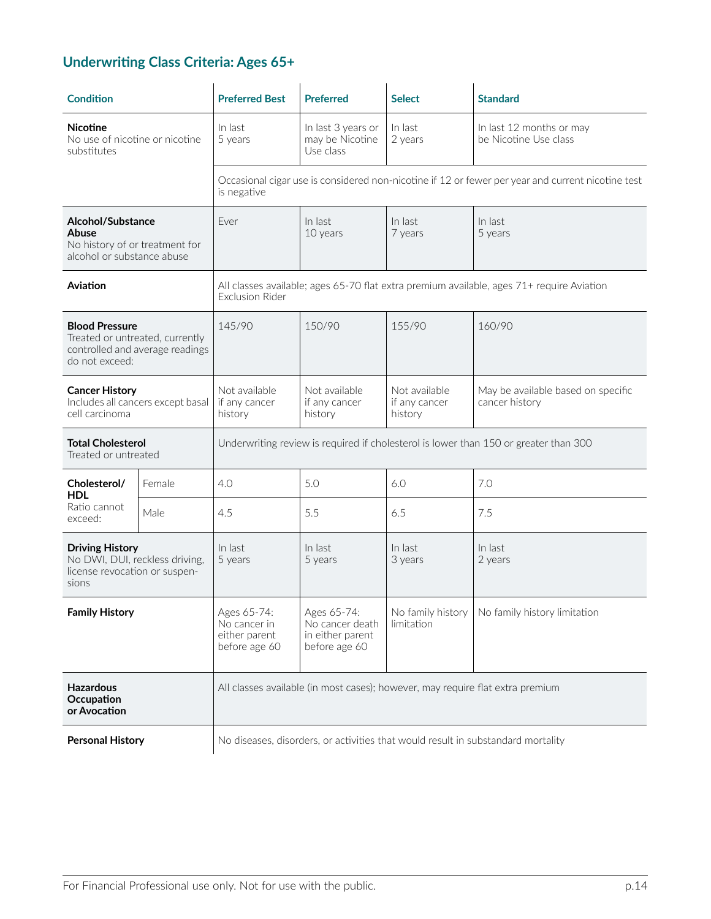## Underwriting Class Criteria: Ages 65+

| Condition | | Preferred Best | Preferred | Select | Standard |
|---|---|---|---|---|---|
| **Nicotine** No use of nicotine or nicotine substitutes | | In last 5 years | In last 3 years or may be Nicotine Use class | In last 2 years | In last 12 months or may be Nicotine Use class |
| | | Occasional cigar use is considered non-nicotine if 12 or fewer per year and current nicotine test is negative | | | |
| **Alcohol/Substance Abuse** No history of or treatment for alcohol or substance abuse | | Ever | In last 10 years | In last 7 years | In last 5 years |
| **Aviation** | | All classes available; ages 65-70 flat extra premium available, ages 71+ require Aviation Exclusion Rider | | | |
| **Blood Pressure** Treated or untreated, currently controlled and average readings do not exceed: | | 145/90 | 150/90 | 155/90 | 160/90 |
| **Cancer History** Includes all cancers except basal cell carcinoma | | Not available if any cancer history | Not available if any cancer history | Not available if any cancer history | May be available based on specific cancer history |
| **Total Cholesterol** Treated or untreated | | Underwriting review is required if cholesterol is lower than 150 or greater than 300 | | | |
| **Cholesterol/ HDL** Ratio cannot exceed: | Female | 4.0 | 5.0 | 6.0 | 7.0 |
| | Male | 4.5 | 5.5 | 6.5 | 7.5 |
| **Driving History** No DWI, DUI, reckless driving, license revocation or suspensions | | In last 5 years | In last 5 years | In last 3 years | In last 2 years |
| **Family History** | | Ages 65-74: No cancer in either parent before age 60 | Ages 65-74: No cancer death in either parent before age 60 | No family history limitation | No family history limitation |
| **Hazardous Occupation or Avocation** | | All classes available (in most cases); however, may require flat extra premium | | | |
| **Personal History** | | No diseases, disorders, or activities that would result in substandard mortality | | | |

For Financial Professional use only. Not for use with the public.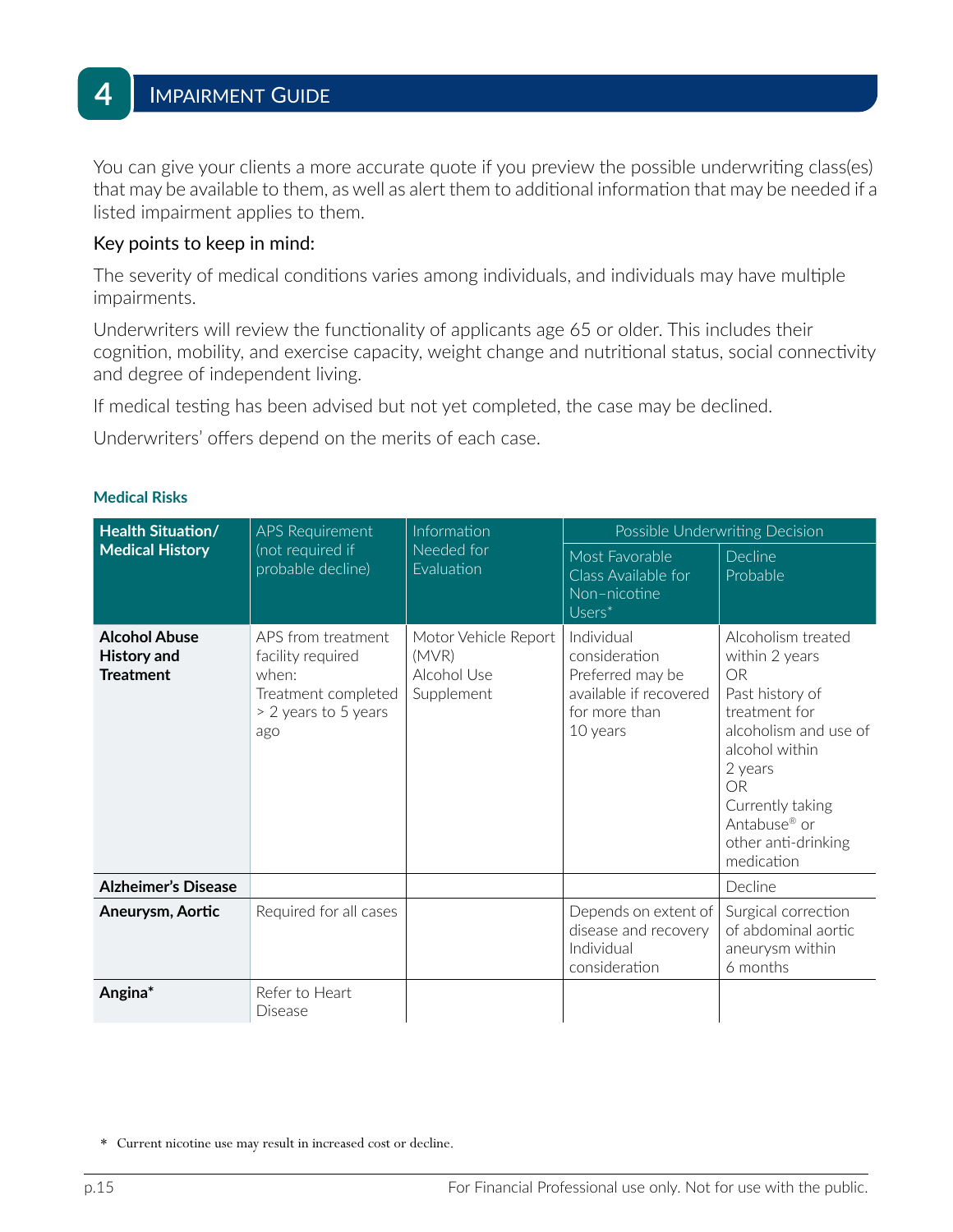# 4 Impairment Guide

You can give your clients a more accurate quote if you preview the possible underwriting class(es) that may be available to them, as well as alert them to additional information that may be needed if a listed impairment applies to them.

## Key points to keep in mind:

The severity of medical conditions varies among individuals, and individuals may have multiple impairments.

Underwriters will review the functionality of applicants age 65 or older. This includes their cognition, mobility, and exercise capacity, weight change and nutritional status, social connectivity and degree of independent living.

If medical testing has been advised but not yet completed, the case may be declined.

Underwriters' offers depend on the merits of each case.

### Medical Risks

| Health Situation/ Medical History | APS Requirement (not required if probable decline) | Information Needed for Evaluation | Possible Underwriting Decision | |
|---|---|---|---|---|
| | | | Most Favorable Class Available for Non–nicotine Users* | Decline Probable |
| **Alcohol Abuse History and Treatment** | APS from treatment facility required when: Treatment completed > 2 years to 5 years ago | Motor Vehicle Report (MVR) Alcohol Use Supplement | Individual consideration Preferred may be available if recovered for more than 10 years | Alcoholism treated within 2 years OR Past history of treatment for alcoholism and use of alcohol within 2 years OR Currently taking Antabuse® or other anti-drinking medication |
| **Alzheimer's Disease** | | | | Decline |
| **Aneurysm, Aortic** | Required for all cases | | Depends on extent of disease and recovery Individual consideration | Surgical correction of abdominal aortic aneurysm within 6 months |
| **Angina*** | Refer to Heart Disease | | | |

\* Current nicotine use may result in increased cost or decline.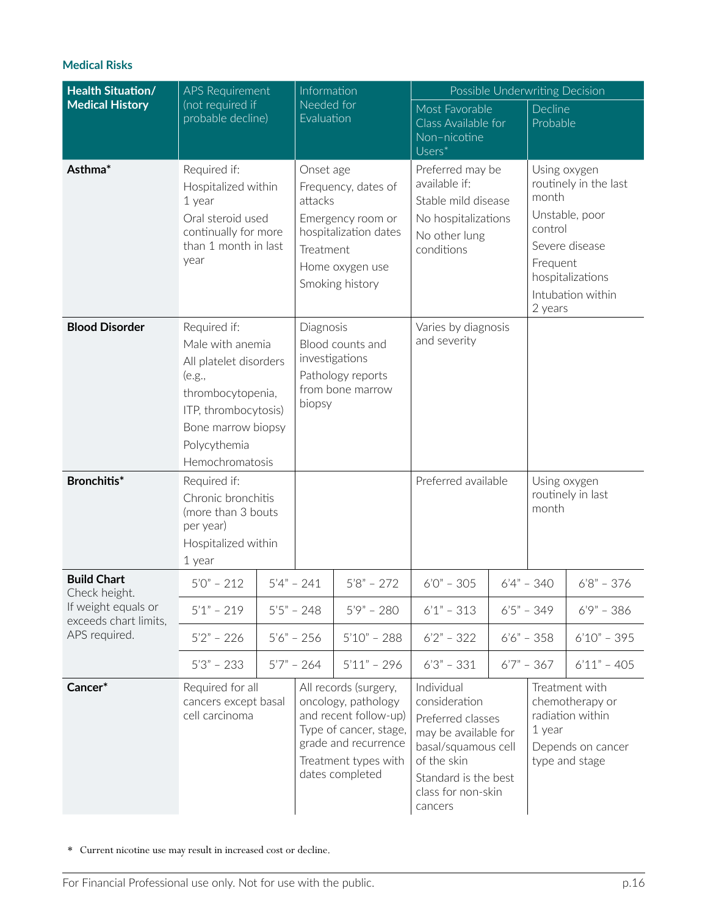### Medical Risks

| Health Situation/ Medical History | APS Requirement (not required if probable decline) | Information Needed for Evaluation | Possible Underwriting Decision | |
|---|---|---|---|---|
| | | | Most Favorable Class Available for Non-nicotine Users* | Decline Probable |
| **Asthma*** | Required if:<br>Hospitalized within 1 year<br>Oral steroid used continually for more than 1 month in last year | Onset age<br>Frequency, dates of attacks<br>Emergency room or hospitalization dates<br>Treatment<br>Home oxygen use<br>Smoking history | Preferred may be available if:<br>Stable mild disease<br>No hospitalizations<br>No other lung conditions | Using oxygen routinely in the last month<br>Unstable, poor control<br>Severe disease<br>Frequent hospitalizations<br>Intubation within 2 years |
| **Blood Disorder** | Required if:<br>Male with anemia<br>All platelet disorders (e.g., thrombocytopenia, ITP, thrombocytosis)<br>Bone marrow biopsy<br>Polycythemia<br>Hemochromatosis | Diagnosis<br>Blood counts and investigations<br>Pathology reports from bone marrow biopsy | Varies by diagnosis and severity | |
| **Bronchitis*** | Required if:<br>Chronic bronchitis (more than 3 bouts per year)<br>Hospitalized within 1 year | | Preferred available | Using oxygen routinely in last month |

| **Build Chart** Check height. If weight equals or exceeds chart limits, APS required. | | | | | | |
|---|---|---|---|---|---|---|
| | 5'0" – 212 | 5'4" – 241 | 5'8" – 272 | 6'0" – 305 | 6'4" – 340 | 6'8" – 376 |
| | 5'1" – 219 | 5'5" – 248 | 5'9" – 280 | 6'1" – 313 | 6'5" – 349 | 6'9" – 386 |
| | 5'2" – 226 | 5'6" – 256 | 5'10" – 288 | 6'2" – 322 | 6'6" – 358 | 6'10" – 395 |
| | 5'3" – 233 | 5'7" – 264 | 5'11" – 296 | 6'3" – 331 | 6'7" – 367 | 6'11" – 405 |

| Health Situation/ Medical History | APS Requirement (not required if probable decline) | Information Needed for Evaluation | Most Favorable Class Available for Non-nicotine Users* | Decline Probable |
|---|---|---|---|---|
| **Cancer*** | Required for all cancers except basal cell carcinoma | All records (surgery, oncology, pathology and recent follow-up)<br>Type of cancer, stage, grade and recurrence<br>Treatment types with dates completed | Individual consideration<br>Preferred classes may be available for basal/squamous cell of the skin<br>Standard is the best class for non-skin cancers | Treatment with chemotherapy or radiation within 1 year<br>Depends on cancer type and stage |

\* Current nicotine use may result in increased cost or decline.

For Financial Professional use only. Not for use with the public.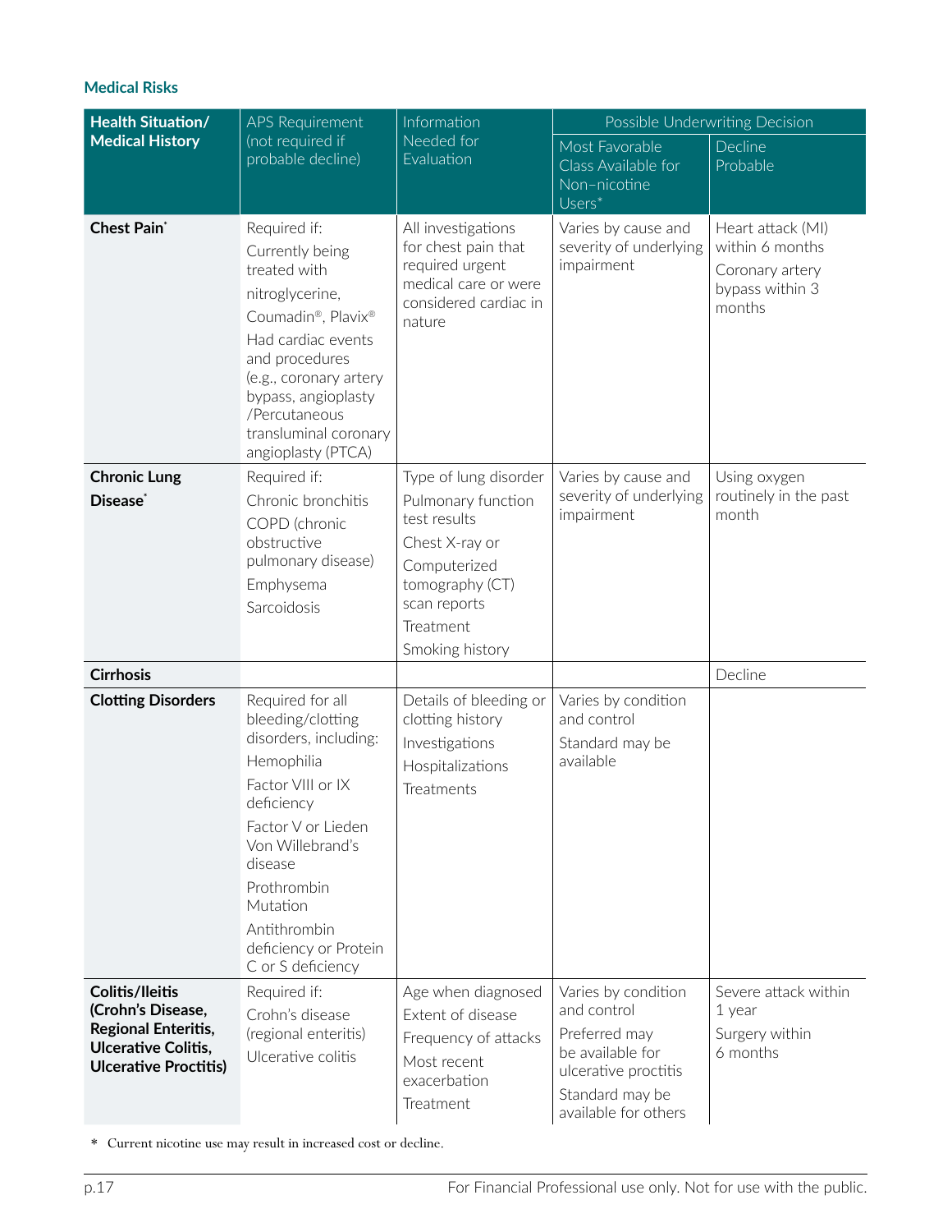### Medical Risks

| Health Situation/ Medical History | APS Requirement (not required if probable decline) | Information Needed for Evaluation | Possible Underwriting Decision | |
|---|---|---|---|---|
| | | | Most Favorable Class Available for Non–nicotine Users* | Decline Probable |
| **Chest Pain*** | Required if:<br>Currently being treated with<br>nitroglycerine,<br>Coumadin®, Plavix®<br>Had cardiac events and procedures (e.g., coronary artery bypass, angioplasty /Percutaneous transluminal coronary angioplasty (PTCA) | All investigations for chest pain that required urgent medical care or were considered cardiac in nature | Varies by cause and severity of underlying impairment | Heart attack (MI) within 6 months<br>Coronary artery bypass within 3 months |
| **Chronic Lung Disease*** | Required if:<br>Chronic bronchitis<br>COPD (chronic obstructive pulmonary disease)<br>Emphysema<br>Sarcoidosis | Type of lung disorder<br>Pulmonary function test results<br>Chest X-ray or<br>Computerized tomography (CT) scan reports<br>Treatment<br>Smoking history | Varies by cause and severity of underlying impairment | Using oxygen routinely in the past month |
| **Cirrhosis** | | | | Decline |
| **Clotting Disorders** | Required for all bleeding/clotting disorders, including:<br>Hemophilia<br>Factor VIII or IX deficiency<br>Factor V or Lieden Von Willebrand's disease<br>Prothrombin Mutation<br>Antithrombin deficiency or Protein C or S deficiency | Details of bleeding or clotting history<br>Investigations<br>Hospitalizations<br>Treatments | Varies by condition and control<br>Standard may be available | |
| **Colitis/Ileitis (Crohn's Disease, Regional Enteritis, Ulcerative Colitis, Ulcerative Proctitis)** | Required if:<br>Crohn's disease (regional enteritis)<br>Ulcerative colitis | Age when diagnosed<br>Extent of disease<br>Frequency of attacks<br>Most recent exacerbation<br>Treatment | Varies by condition and control<br>Preferred may be available for ulcerative proctitis<br>Standard may be available for others | Severe attack within 1 year<br>Surgery within 6 months |

\* Current nicotine use may result in increased cost or decline.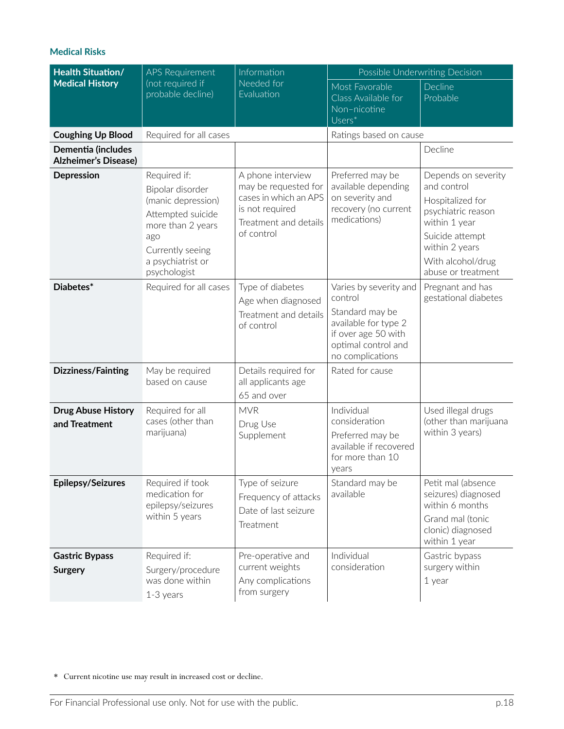### Medical Risks

| Health Situation/ Medical History | APS Requirement (not required if probable decline) | Information Needed for Evaluation | Possible Underwriting Decision | |
|---|---|---|---|---|
| | | | Most Favorable Class Available for Non–nicotine Users* | Decline Probable |
| **Coughing Up Blood** | Required for all cases | | Ratings based on cause | |
| **Dementia (includes Alzheimer's Disease)** | | | | Decline |
| **Depression** | Required if:<br>Bipolar disorder (manic depression)<br>Attempted suicide more than 2 years ago<br>Currently seeing a psychiatrist or psychologist | A phone interview may be requested for cases in which an APS is not required<br>Treatment and details of control | Preferred may be available depending on severity and recovery (no current medications) | Depends on severity and control<br>Hospitalized for psychiatric reason within 1 year<br>Suicide attempt within 2 years<br>With alcohol/drug abuse or treatment |
| **Diabetes*** | Required for all cases | Type of diabetes<br>Age when diagnosed<br>Treatment and details of control | Varies by severity and control<br>Standard may be available for type 2 if over age 50 with optimal control and no complications | Pregnant and has gestational diabetes |
| **Dizziness/Fainting** | May be required based on cause | Details required for all applicants age 65 and over | Rated for cause | |
| **Drug Abuse History and Treatment** | Required for all cases (other than marijuana) | MVR<br>Drug Use Supplement | Individual consideration<br>Preferred may be available if recovered for more than 10 years | Used illegal drugs (other than marijuana within 3 years) |
| **Epilepsy/Seizures** | Required if took medication for epilepsy/seizures within 5 years | Type of seizure<br>Frequency of attacks<br>Date of last seizure<br>Treatment | Standard may be available | Petit mal (absence seizures) diagnosed within 6 months<br>Grand mal (tonic clonic) diagnosed within 1 year |
| **Gastric Bypass Surgery** | Required if:<br>Surgery/procedure was done within 1-3 years | Pre-operative and current weights<br>Any complications from surgery | Individual consideration | Gastric bypass surgery within 1 year |

* Current nicotine use may result in increased cost or decline.

For Financial Professional use only. Not for use with the public.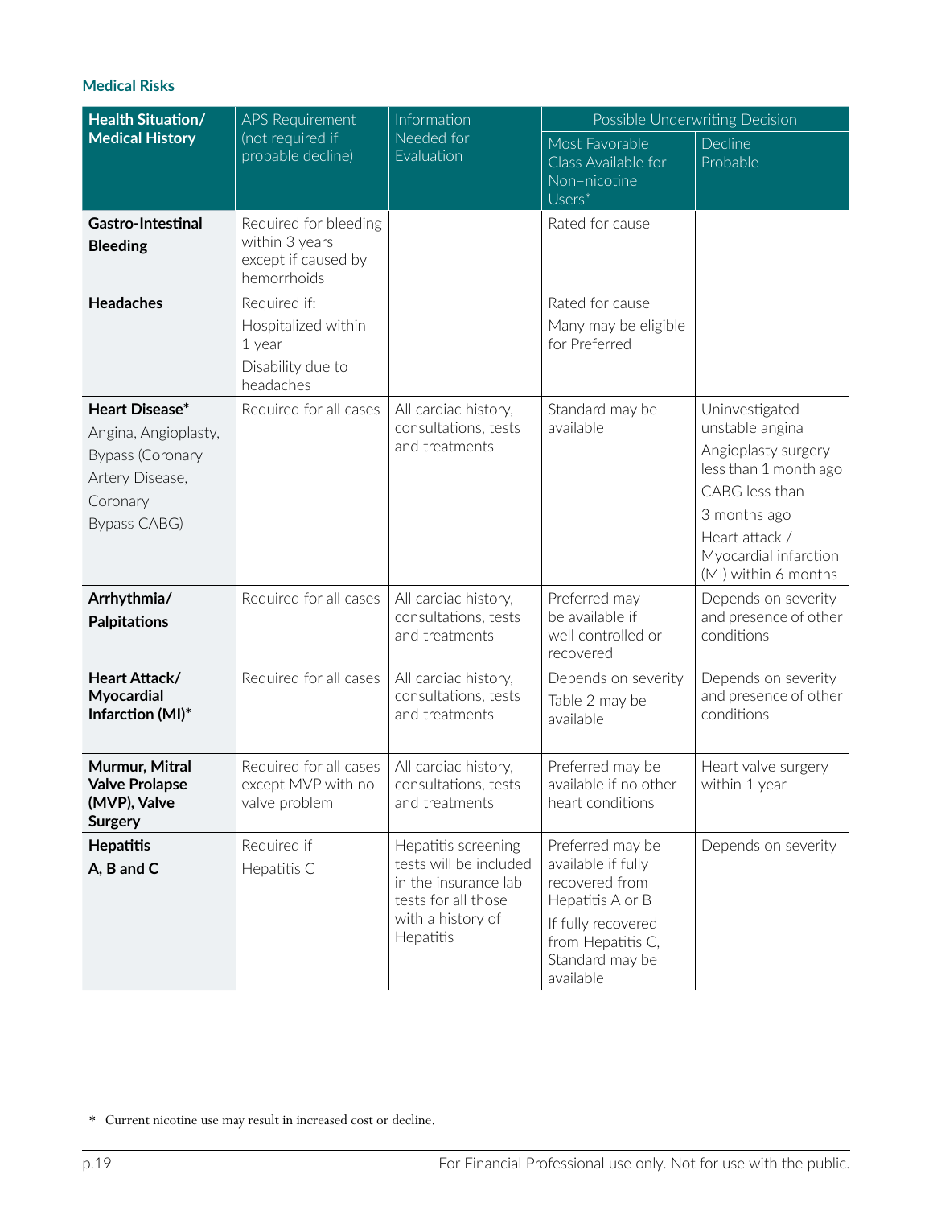### Medical Risks

| Health Situation/ Medical History | APS Requirement (not required if probable decline) | Information Needed for Evaluation | Possible Underwriting Decision | |
|---|---|---|---|---|
| | | | Most Favorable Class Available for Non–nicotine Users* | Decline Probable |
| **Gastro-Intestinal Bleeding** | Required for bleeding within 3 years except if caused by hemorrhoids | | Rated for cause | |
| **Headaches** | Required if: Hospitalized within 1 year Disability due to headaches | | Rated for cause Many may be eligible for Preferred | |
| **Heart Disease*** Angina, Angioplasty, Bypass (Coronary Artery Disease, Coronary Bypass CABG) | Required for all cases | All cardiac history, consultations, tests and treatments | Standard may be available | Uninvestigated unstable angina Angioplasty surgery less than 1 month ago CABG less than 3 months ago Heart attack / Myocardial infarction (MI) within 6 months |
| **Arrhythmia/ Palpitations** | Required for all cases | All cardiac history, consultations, tests and treatments | Preferred may be available if well controlled or recovered | Depends on severity and presence of other conditions |
| **Heart Attack/ Myocardial Infarction (MI)*** | Required for all cases | All cardiac history, consultations, tests and treatments | Depends on severity Table 2 may be available | Depends on severity and presence of other conditions |
| **Murmur, Mitral Valve Prolapse (MVP), Valve Surgery** | Required for all cases except MVP with no valve problem | All cardiac history, consultations, tests and treatments | Preferred may be available if no other heart conditions | Heart valve surgery within 1 year |
| **Hepatitis A, B and C** | Required if Hepatitis C | Hepatitis screening tests will be included in the insurance lab tests for all those with a history of Hepatitis | Preferred may be available if fully recovered from Hepatitis A or B If fully recovered from Hepatitis C, Standard may be available | Depends on severity |

\* Current nicotine use may result in increased cost or decline.

For Financial Professional use only. Not for use with the public.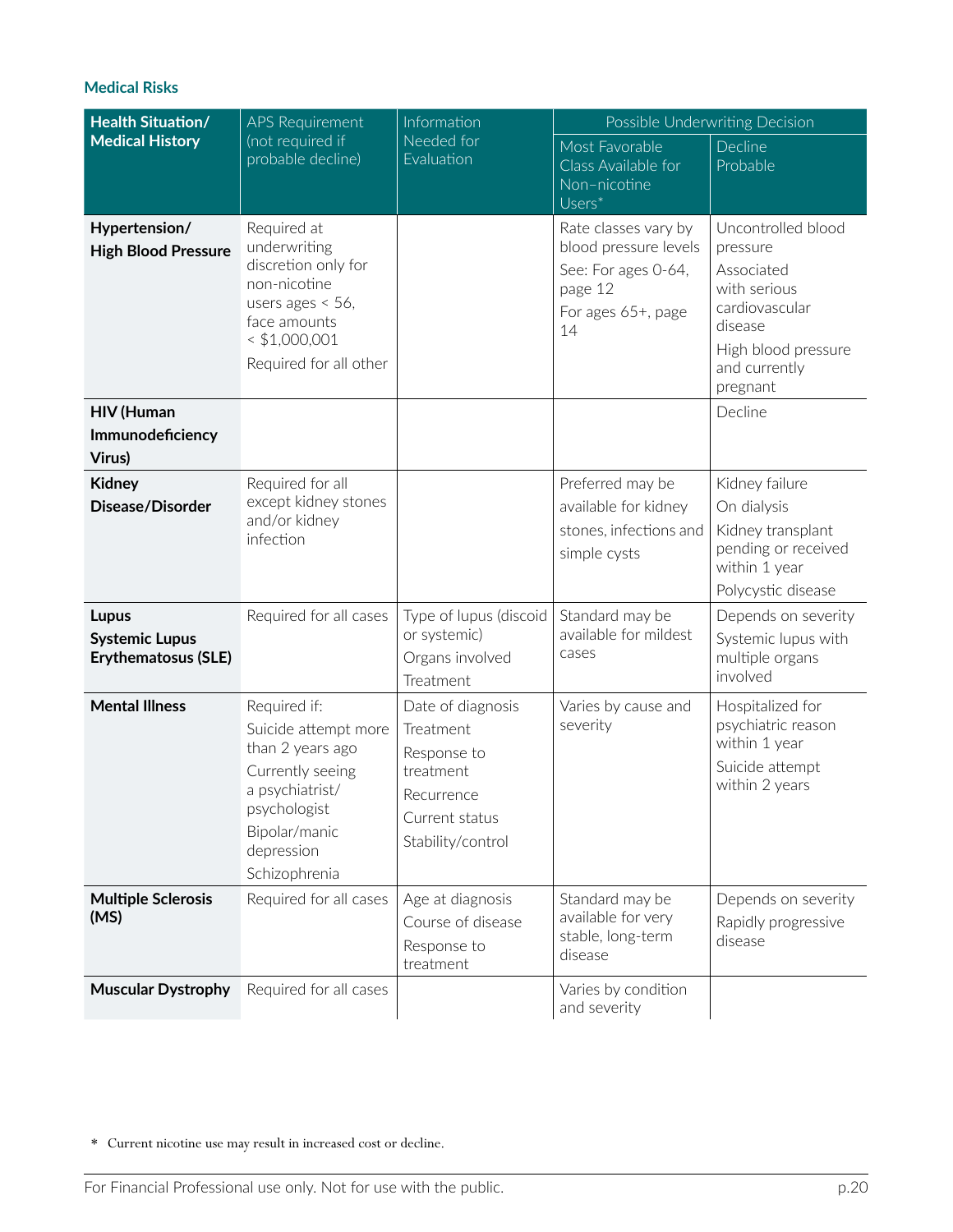### Medical Risks

| Health Situation/ Medical History | APS Requirement (not required if probable decline) | Information Needed for Evaluation | Possible Underwriting Decision | |
|---|---|---|---|---|
| | | | Most Favorable Class Available for Non–nicotine Users* | Decline Probable |
| **Hypertension/ High Blood Pressure** | Required at underwriting discretion only for non-nicotine users ages < 56, face amounts < $1,000,001<br>Required for all other | | Rate classes vary by blood pressure levels<br>See: For ages 0-64, page 12<br>For ages 65+, page 14 | Uncontrolled blood pressure<br>Associated with serious cardiovascular disease<br>High blood pressure and currently pregnant |
| **HIV (Human Immunodeficiency Virus)** | | | | Decline |
| **Kidney Disease/Disorder** | Required for all except kidney stones and/or kidney infection | | Preferred may be available for kidney stones, infections and simple cysts | Kidney failure<br>On dialysis<br>Kidney transplant pending or received within 1 year<br>Polycystic disease |
| **Lupus Systemic Lupus Erythematosus (SLE)** | Required for all cases | Type of lupus (discoid or systemic)<br>Organs involved<br>Treatment | Standard may be available for mildest cases | Depends on severity<br>Systemic lupus with multiple organs involved |
| **Mental Illness** | Required if:<br>Suicide attempt more than 2 years ago<br>Currently seeing a psychiatrist/ psychologist<br>Bipolar/manic depression<br>Schizophrenia | Date of diagnosis<br>Treatment<br>Response to treatment<br>Recurrence<br>Current status<br>Stability/control | Varies by cause and severity | Hospitalized for psychiatric reason within 1 year<br>Suicide attempt within 2 years |
| **Multiple Sclerosis (MS)** | Required for all cases | Age at diagnosis<br>Course of disease<br>Response to treatment | Standard may be available for very stable, long-term disease | Depends on severity<br>Rapidly progressive disease |
| **Muscular Dystrophy** | Required for all cases | | Varies by condition and severity | |

* Current nicotine use may result in increased cost or decline.

For Financial Professional use only. Not for use with the public.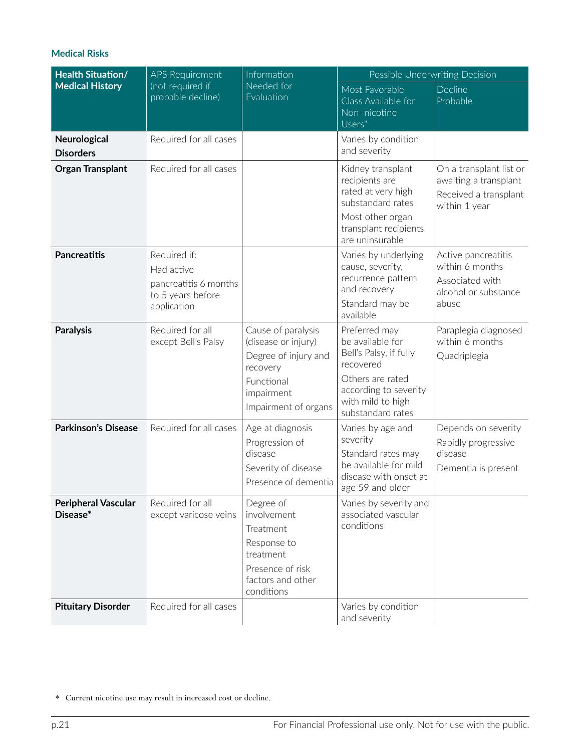### Medical Risks

| Health Situation/ Medical History | APS Requirement (not required if probable decline) | Information Needed for Evaluation | Possible Underwriting Decision | |
|---|---|---|---|---|
| | | | Most Favorable Class Available for Non–nicotine Users* | Decline Probable |
| **Neurological Disorders** | Required for all cases | | Varies by condition and severity | |
| **Organ Transplant** | Required for all cases | | Kidney transplant recipients are rated at very high substandard rates<br>Most other organ transplant recipients are uninsurable | On a transplant list or awaiting a transplant<br>Received a transplant within 1 year |
| **Pancreatitis** | Required if:<br>Had active pancreatitis 6 months to 5 years before application | | Varies by underlying cause, severity, recurrence pattern and recovery<br>Standard may be available | Active pancreatitis within 6 months<br>Associated with alcohol or substance abuse |
| **Paralysis** | Required for all except Bell's Palsy | Cause of paralysis (disease or injury)<br>Degree of injury and recovery<br>Functional impairment<br>Impairment of organs | Preferred may be available for Bell's Palsy, if fully recovered<br>Others are rated according to severity with mild to high substandard rates | Paraplegia diagnosed within 6 months<br>Quadriplegia |
| **Parkinson's Disease** | Required for all cases | Age at diagnosis<br>Progression of disease<br>Severity of disease<br>Presence of dementia | Varies by age and severity<br>Standard rates may be available for mild disease with onset at age 59 and older | Depends on severity<br>Rapidly progressive disease<br>Dementia is present |
| **Peripheral Vascular Disease*** | Required for all except varicose veins | Degree of involvement<br>Treatment<br>Response to treatment<br>Presence of risk factors and other conditions | Varies by severity and associated vascular conditions | |
| **Pituitary Disorder** | Required for all cases | | Varies by condition and severity | |

* Current nicotine use may result in increased cost or decline.

For Financial Professional use only. Not for use with the public.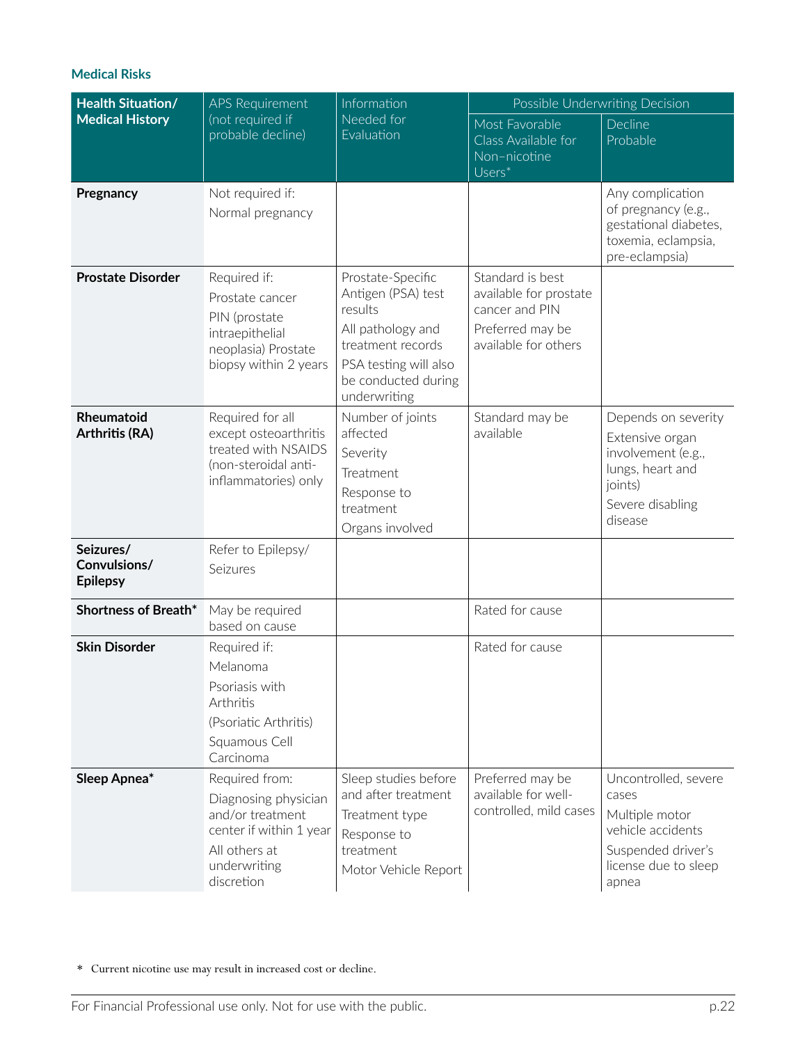### Medical Risks

| Health Situation/ Medical History | APS Requirement (not required if probable decline) | Information Needed for Evaluation | Possible Underwriting Decision | |
|---|---|---|---|---|
| | | | Most Favorable Class Available for Non–nicotine Users* | Decline Probable |
| **Pregnancy** | Not required if:<br>Normal pregnancy | | | Any complication of pregnancy (e.g., gestational diabetes, toxemia, eclampsia, pre-eclampsia) |
| **Prostate Disorder** | Required if:<br>Prostate cancer<br>PIN (prostate intraepithelial neoplasia) Prostate biopsy within 2 years | Prostate-Specific Antigen (PSA) test results<br>All pathology and treatment records<br>PSA testing will also be conducted during underwriting | Standard is best available for prostate cancer and PIN<br>Preferred may be available for others | |
| **Rheumatoid Arthritis (RA)** | Required for all except osteoarthritis treated with NSAIDS (non-steroidal anti-inflammatories) only | Number of joints affected<br>Severity<br>Treatment<br>Response to treatment<br>Organs involved | Standard may be available | Depends on severity<br>Extensive organ involvement (e.g., lungs, heart and joints)<br>Severe disabling disease |
| **Seizures/ Convulsions/ Epilepsy** | Refer to Epilepsy/ Seizures | | | |
| **Shortness of Breath*** | May be required based on cause | | Rated for cause | |
| **Skin Disorder** | Required if:<br>Melanoma<br>Psoriasis with Arthritis (Psoriatic Arthritis)<br>Squamous Cell Carcinoma | | Rated for cause | |
| **Sleep Apnea*** | Required from:<br>Diagnosing physician and/or treatment center if within 1 year<br>All others at underwriting discretion | Sleep studies before and after treatment<br>Treatment type<br>Response to treatment<br>Motor Vehicle Report | Preferred may be available for well-controlled, mild cases | Uncontrolled, severe cases<br>Multiple motor vehicle accidents<br>Suspended driver's license due to sleep apnea |

\* Current nicotine use may result in increased cost or decline.

For Financial Professional use only. Not for use with the public.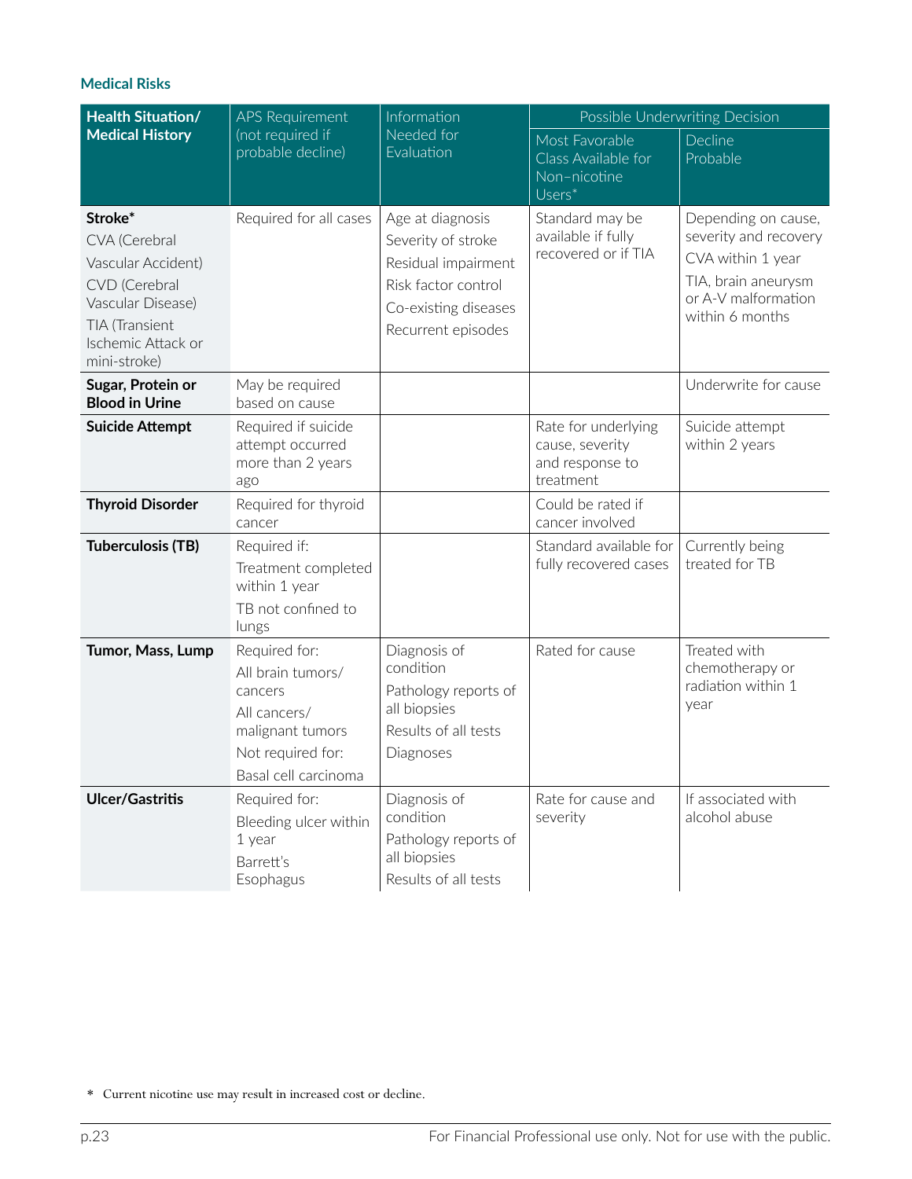### Medical Risks

| Health Situation/ Medical History | APS Requirement (not required if probable decline) | Information Needed for Evaluation | Possible Underwriting Decision | |
|---|---|---|---|---|
| | | | Most Favorable Class Available for Non–nicotine Users* | Decline Probable |
| **Stroke*** CVA (Cerebral Vascular Accident) CVD (Cerebral Vascular Disease) TIA (Transient Ischemic Attack or mini-stroke) | Required for all cases | Age at diagnosis Severity of stroke Residual impairment Risk factor control Co-existing diseases Recurrent episodes | Standard may be available if fully recovered or if TIA | Depending on cause, severity and recovery CVA within 1 year TIA, brain aneurysm or A-V malformation within 6 months |
| **Sugar, Protein or Blood in Urine** | May be required based on cause | | | Underwrite for cause |
| **Suicide Attempt** | Required if suicide attempt occurred more than 2 years ago | | Rate for underlying cause, severity and response to treatment | Suicide attempt within 2 years |
| **Thyroid Disorder** | Required for thyroid cancer | | Could be rated if cancer involved | |
| **Tuberculosis (TB)** | Required if: Treatment completed within 1 year TB not confined to lungs | | Standard available for fully recovered cases | Currently being treated for TB |
| **Tumor, Mass, Lump** | Required for: All brain tumors/ cancers All cancers/ malignant tumors Not required for: Basal cell carcinoma | Diagnosis of condition Pathology reports of all biopsies Results of all tests Diagnoses | Rated for cause | Treated with chemotherapy or radiation within 1 year |
| **Ulcer/Gastritis** | Required for: Bleeding ulcer within 1 year Barrett's Esophagus | Diagnosis of condition Pathology reports of all biopsies Results of all tests | Rate for cause and severity | If associated with alcohol abuse |

* Current nicotine use may result in increased cost or decline.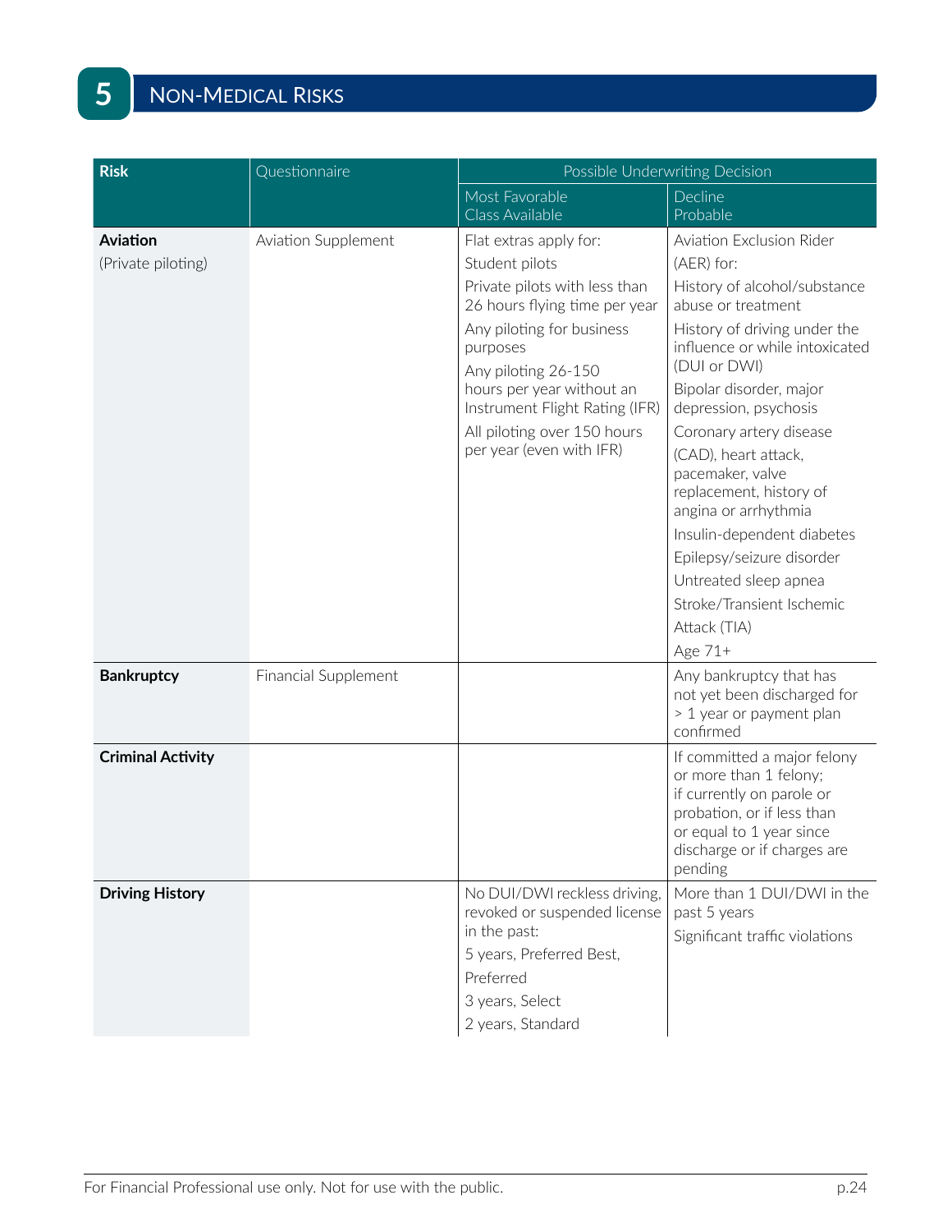# 5 Non-Medical Risks

| Risk | Questionnaire | Possible Underwriting Decision | |
|---|---|---|---|
| | | Most Favorable Class Available | Decline Probable |
| **Aviation** (Private piloting) | Aviation Supplement | Flat extras apply for: Student pilots; Private pilots with less than 26 hours flying time per year; Any piloting for business purposes; Any piloting 26-150 hours per year without an Instrument Flight Rating (IFR); All piloting over 150 hours per year (even with IFR) | Aviation Exclusion Rider (AER) for: History of alcohol/substance abuse or treatment; History of driving under the influence or while intoxicated (DUI or DWI); Bipolar disorder, major depression, psychosis; Coronary artery disease (CAD), heart attack, pacemaker, valve replacement, history of angina or arrhythmia; Insulin-dependent diabetes; Epilepsy/seizure disorder; Untreated sleep apnea; Stroke/Transient Ischemic Attack (TIA); Age 71+ |
| **Bankruptcy** | Financial Supplement | | Any bankruptcy that has not yet been discharged for > 1 year or payment plan confirmed |
| **Criminal Activity** | | | If committed a major felony or more than 1 felony; if currently on parole or probation, or if less than or equal to 1 year since discharge or if charges are pending |
| **Driving History** | | No DUI/DWI reckless driving, revoked or suspended license in the past: 5 years, Preferred Best, Preferred; 3 years, Select; 2 years, Standard | More than 1 DUI/DWI in the past 5 years; Significant traffic violations |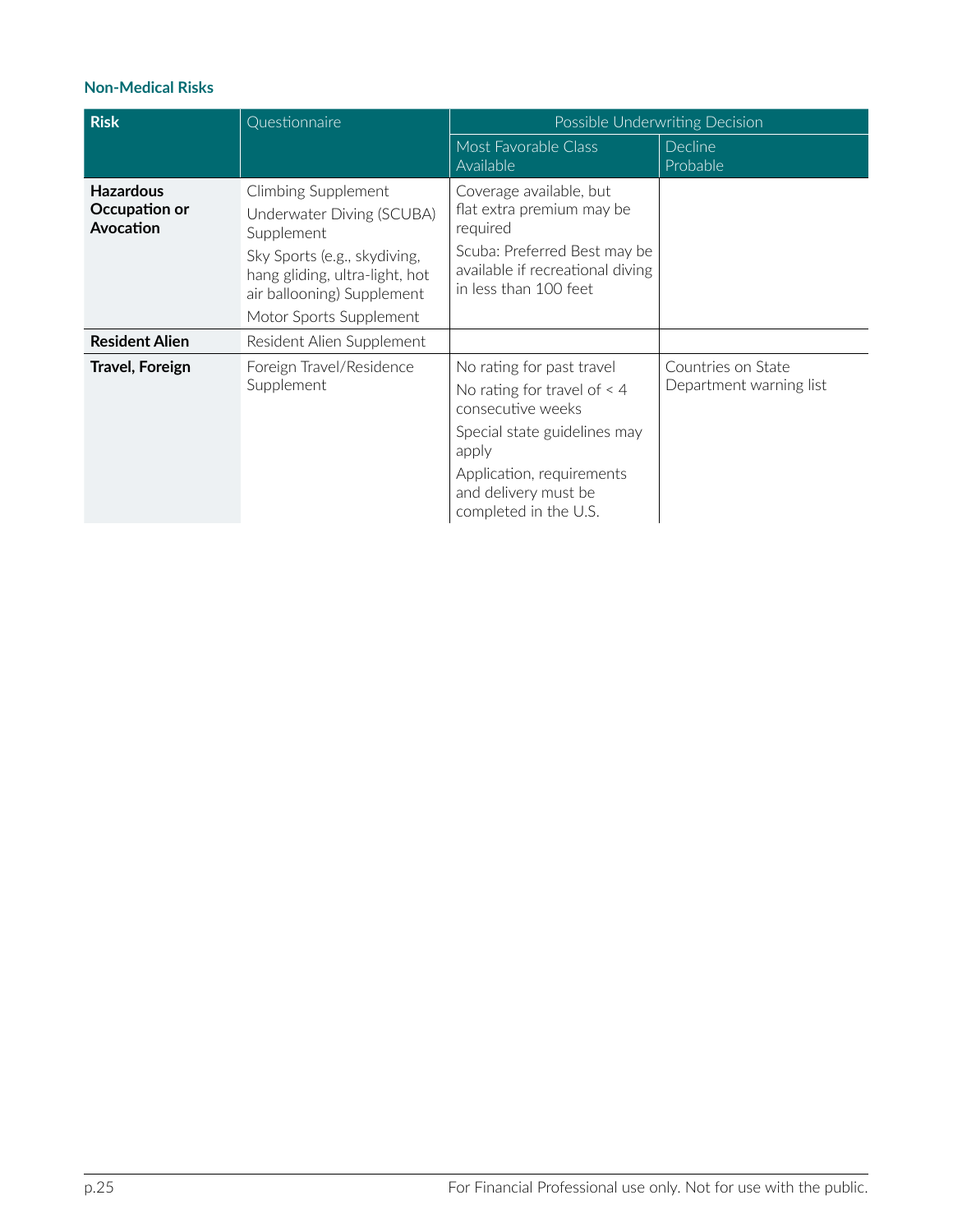### Non-Medical Risks

| Risk | Questionnaire | Possible Underwriting Decision | |
|---|---|---|---|
| | | Most Favorable Class Available | Decline Probable |
| **Hazardous Occupation or Avocation** | Climbing Supplement<br>Underwater Diving (SCUBA) Supplement<br>Sky Sports (e.g., skydiving, hang gliding, ultra-light, hot air ballooning) Supplement<br>Motor Sports Supplement | Coverage available, but flat extra premium may be required<br>Scuba: Preferred Best may be available if recreational diving in less than 100 feet | |
| **Resident Alien** | Resident Alien Supplement | | |
| **Travel, Foreign** | Foreign Travel/Residence Supplement | No rating for past travel<br>No rating for travel of < 4 consecutive weeks<br>Special state guidelines may apply<br>Application, requirements and delivery must be completed in the U.S. | Countries on State Department warning list |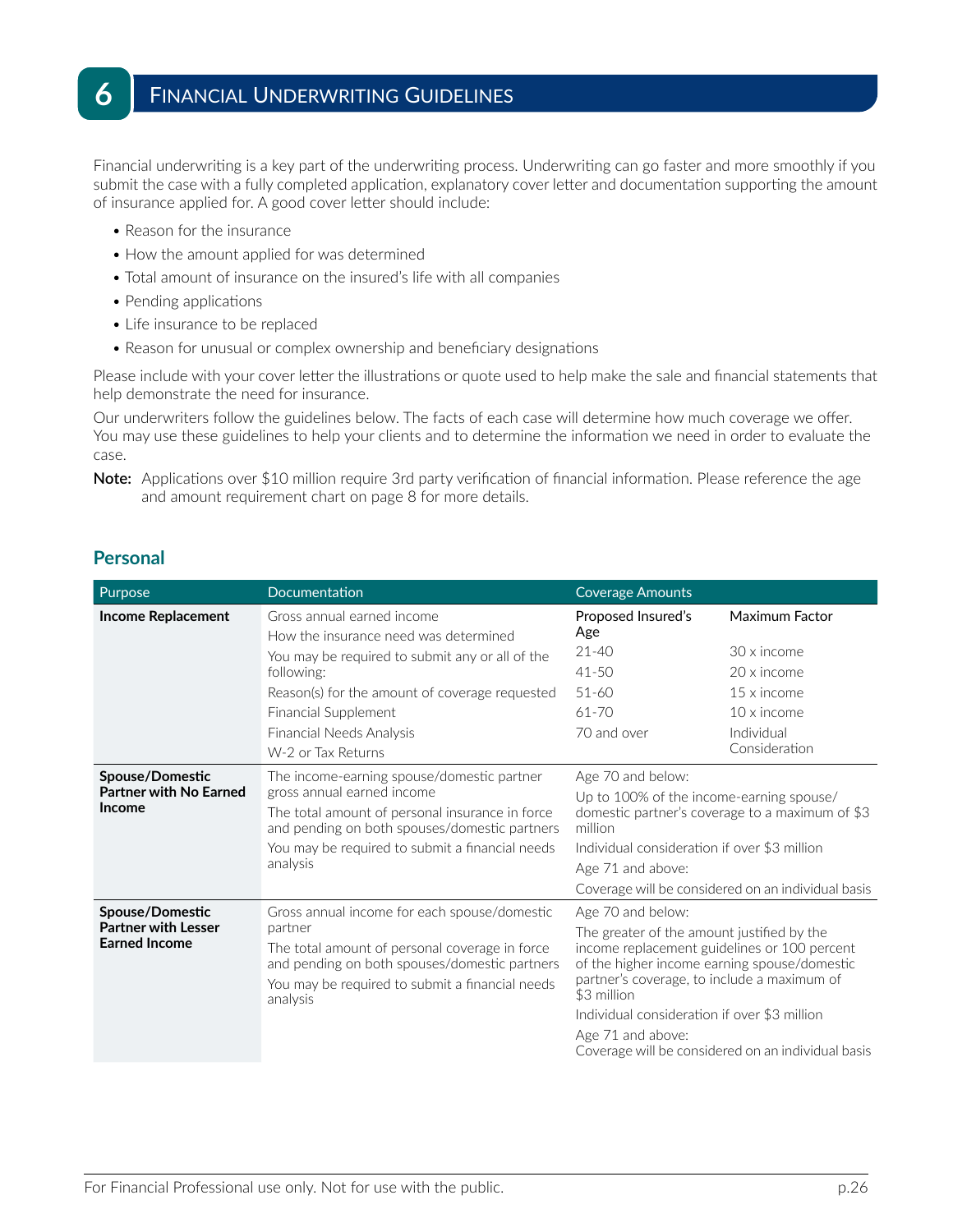# 6 Financial Underwriting Guidelines

Financial underwriting is a key part of the underwriting process. Underwriting can go faster and more smoothly if you submit the case with a fully completed application, explanatory cover letter and documentation supporting the amount of insurance applied for. A good cover letter should include:

- Reason for the insurance
- How the amount applied for was determined
- Total amount of insurance on the insured's life with all companies
- Pending applications
- Life insurance to be replaced
- Reason for unusual or complex ownership and beneficiary designations

Please include with your cover letter the illustrations or quote used to help make the sale and financial statements that help demonstrate the need for insurance.

Our underwriters follow the guidelines below. The facts of each case will determine how much coverage we offer. You may use these guidelines to help your clients and to determine the information we need in order to evaluate the case.

**Note:** Applications over $10 million require 3rd party verification of financial information. Please reference the age and amount requirement chart on page 8 for more details.

## Personal

| Purpose | Documentation | Coverage Amounts | |
|---|---|---|---|
| **Income Replacement** | Gross annual earned income<br>How the insurance need was determined<br>You may be required to submit any or all of the following:<br>Reason(s) for the amount of coverage requested<br>Financial Supplement<br>Financial Needs Analysis<br>W-2 or Tax Returns | Proposed Insured's Age<br>21-40<br>41-50<br>51-60<br>61-70<br>70 and over | Maximum Factor<br>30 x income<br>20 x income<br>15 x income<br>10 x income<br>Individual Consideration |
| **Spouse/Domestic Partner with No Earned Income** | The income-earning spouse/domestic partner gross annual earned income<br>The total amount of personal insurance in force and pending on both spouses/domestic partners<br>You may be required to submit a financial needs analysis | Age 70 and below:<br>Up to 100% of the income-earning spouse/domestic partner's coverage to a maximum of $3 million<br>Individual consideration if over $3 million<br>Age 71 and above:<br>Coverage will be considered on an individual basis | |
| **Spouse/Domestic Partner with Lesser Earned Income** | Gross annual income for each spouse/domestic partner<br>The total amount of personal coverage in force and pending on both spouses/domestic partners<br>You may be required to submit a financial needs analysis | Age 70 and below:<br>The greater of the amount justified by the income replacement guidelines or 100 percent of the higher income earning spouse/domestic partner's coverage, to include a maximum of $3 million<br>Individual consideration if over $3 million<br>Age 71 and above:<br>Coverage will be considered on an individual basis | |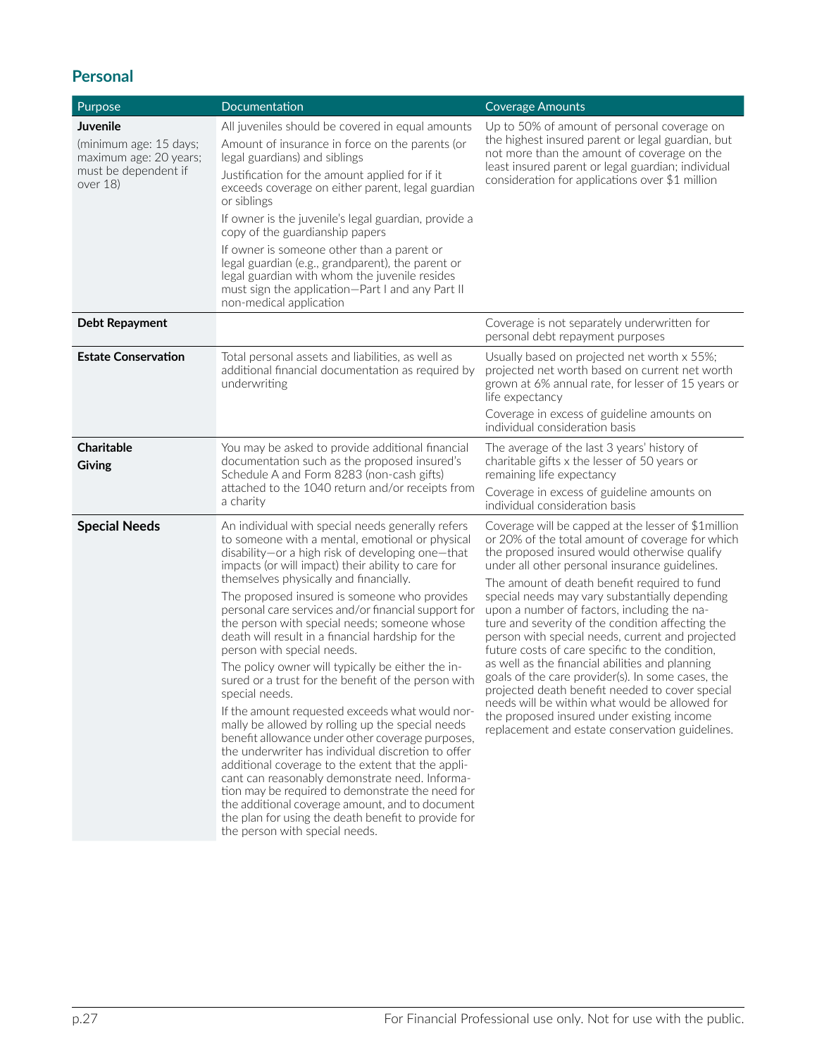## Personal

| Purpose | Documentation | Coverage Amounts |
|---|---|---|
| **Juvenile**<br>(minimum age: 15 days; maximum age: 20 years; must be dependent if over 18) | All juveniles should be covered in equal amounts<br>Amount of insurance in force on the parents (or legal guardians) and siblings<br>Justification for the amount applied for if it exceeds coverage on either parent, legal guardian or siblings<br>If owner is the juvenile's legal guardian, provide a copy of the guardianship papers<br>If owner is someone other than a parent or legal guardian (e.g., grandparent), the parent or legal guardian with whom the juvenile resides must sign the application—Part I and any Part II non-medical application | Up to 50% of amount of personal coverage on the highest insured parent or legal guardian, but not more than the amount of coverage on the least insured parent or legal guardian; individual consideration for applications over $1 million |
| **Debt Repayment** | | Coverage is not separately underwritten for personal debt repayment purposes |
| **Estate Conservation** | Total personal assets and liabilities, as well as additional financial documentation as required by underwriting | Usually based on projected net worth x 55%; projected net worth based on current net worth grown at 6% annual rate, for lesser of 15 years or life expectancy<br>Coverage in excess of guideline amounts on individual consideration basis |
| **Charitable Giving** | You may be asked to provide additional financial documentation such as the proposed insured's Schedule A and Form 8283 (non-cash gifts) attached to the 1040 return and/or receipts from a charity | The average of the last 3 years' history of charitable gifts x the lesser of 50 years or remaining life expectancy<br>Coverage in excess of guideline amounts on individual consideration basis |
| **Special Needs** | An individual with special needs generally refers to someone with a mental, emotional or physical disability—or a high risk of developing one—that impacts (or will impact) their ability to care for themselves physically and financially.<br>The proposed insured is someone who provides personal care services and/or financial support for the person with special needs; someone whose death will result in a financial hardship for the person with special needs.<br>The policy owner will typically be either the insured or a trust for the benefit of the person with special needs.<br>If the amount requested exceeds what would normally be allowed by rolling up the special needs benefit allowance under other coverage purposes, the underwriter has individual discretion to offer additional coverage to the extent that the applicant can reasonably demonstrate need. Information may be required to demonstrate the need for the additional coverage amount, and to document the plan for using the death benefit to provide for the person with special needs. | Coverage will be capped at the lesser of $1million or 20% of the total amount of coverage for which the proposed insured would otherwise qualify under all other personal insurance guidelines.<br>The amount of death benefit required to fund special needs may vary substantially depending upon a number of factors, including the nature and severity of the condition affecting the person with special needs, current and projected future costs of care specific to the condition, as well as the financial abilities and planning goals of the care provider(s). In some cases, the projected death benefit needed to cover special needs will be within what would be allowed for the proposed insured under existing income replacement and estate conservation guidelines. |

For Financial Professional use only. Not for use with the public.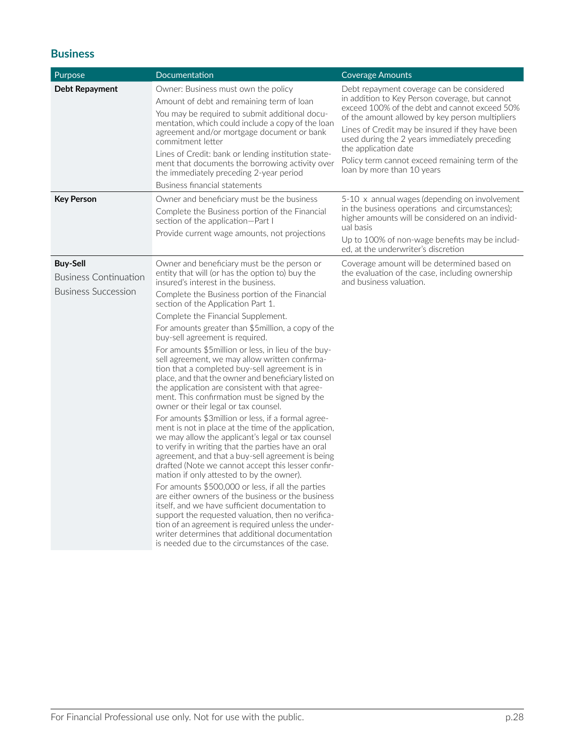## Business

| Purpose | Documentation | Coverage Amounts |
|---|---|---|
| **Debt Repayment** | Owner: Business must own the policy<br>Amount of debt and remaining term of loan<br>You may be required to submit additional documentation, which could include a copy of the loan agreement and/or mortgage document or bank commitment letter<br>Lines of Credit: bank or lending institution statement that documents the borrowing activity over the immediately preceding 2-year period<br>Business financial statements | Debt repayment coverage can be considered in addition to Key Person coverage, but cannot exceed 100% of the debt and cannot exceed 50% of the amount allowed by key person multipliers<br>Lines of Credit may be insured if they have been used during the 2 years immediately preceding the application date<br>Policy term cannot exceed remaining term of the loan by more than 10 years |
| **Key Person** | Owner and beneficiary must be the business<br>Complete the Business portion of the Financial section of the application—Part I<br>Provide current wage amounts, not projections | 5-10 x annual wages (depending on involvement in the business operations and circumstances); higher amounts will be considered on an individual basis<br>Up to 100% of non-wage benefits may be included, at the underwriter's discretion |
| **Buy-Sell**<br>Business Continuation<br>Business Succession | Owner and beneficiary must be the person or entity that will (or has the option to) buy the insured's interest in the business.<br>Complete the Business portion of the Financial section of the Application Part 1.<br>Complete the Financial Supplement.<br>For amounts greater than $5million, a copy of the buy-sell agreement is required.<br>For amounts $5million or less, in lieu of the buy-sell agreement, we may allow written confirmation that a completed buy-sell agreement is in place, and that the owner and beneficiary listed on the application are consistent with that agreement. This confirmation must be signed by the owner or their legal or tax counsel.<br>For amounts $3million or less, if a formal agreement is not in place at the time of the application, we may allow the applicant's legal or tax counsel to verify in writing that the parties have an oral agreement, and that a buy-sell agreement is being drafted (Note we cannot accept this lesser confirmation if only attested to by the owner).<br>For amounts $500,000 or less, if all the parties are either owners of the business or the business itself, and we have sufficient documentation to support the requested valuation, then no verification of an agreement is required unless the underwriter determines that additional documentation is needed due to the circumstances of the case. | Coverage amount will be determined based on the evaluation of the case, including ownership and business valuation. |

For Financial Professional use only. Not for use with the public.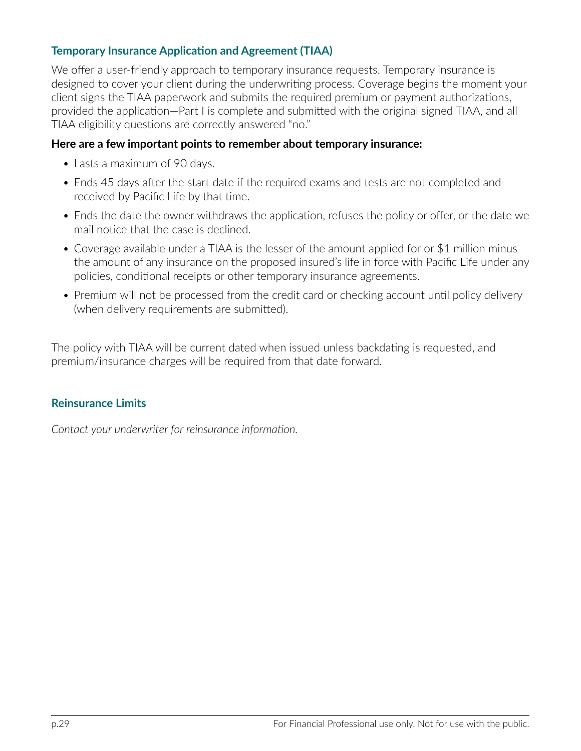## Temporary Insurance Application and Agreement (TIAA)

We offer a user-friendly approach to temporary insurance requests. Temporary insurance is designed to cover your client during the underwriting process. Coverage begins the moment your client signs the TIAA paperwork and submits the required premium or payment authorizations, provided the application—Part I is complete and submitted with the original signed TIAA, and all TIAA eligibility questions are correctly answered "no."

**Here are a few important points to remember about temporary insurance:**

- Lasts a maximum of 90 days.
- Ends 45 days after the start date if the required exams and tests are not completed and received by Pacific Life by that time.
- Ends the date the owner withdraws the application, refuses the policy or offer, or the date we mail notice that the case is declined.
- Coverage available under a TIAA is the lesser of the amount applied for or $1 million minus the amount of any insurance on the proposed insured's life in force with Pacific Life under any policies, conditional receipts or other temporary insurance agreements.
- Premium will not be processed from the credit card or checking account until policy delivery (when delivery requirements are submitted).

The policy with TIAA will be current dated when issued unless backdating is requested, and premium/insurance charges will be required from that date forward.

## Reinsurance Limits

*Contact your underwriter for reinsurance information.*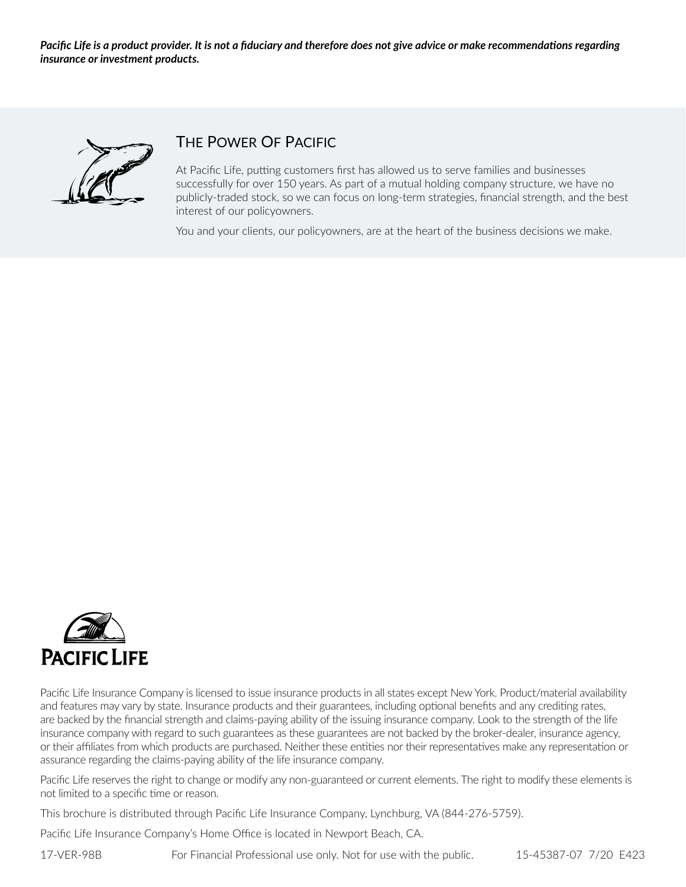***Pacific Life is a product provider. It is not a fiduciary and therefore does not give advice or make recommendations regarding insurance or investment products.***

## The Power Of Pacific

At Pacific Life, putting customers first has allowed us to serve families and businesses successfully for over 150 years. As part of a mutual holding company structure, we have no publicly-traded stock, so we can focus on long-term strategies, financial strength, and the best interest of our policyowners.

You and your clients, our policyowners, are at the heart of the business decisions we make.

**PACIFIC LIFE**

Pacific Life Insurance Company is licensed to issue insurance products in all states except New York. Product/material availability and features may vary by state. Insurance products and their guarantees, including optional benefits and any crediting rates, are backed by the financial strength and claims-paying ability of the issuing insurance company. Look to the strength of the life insurance company with regard to such guarantees as these guarantees are not backed by the broker-dealer, insurance agency, or their affiliates from which products are purchased. Neither these entities nor their representatives make any representation or assurance regarding the claims-paying ability of the life insurance company.

Pacific Life reserves the right to change or modify any non-guaranteed or current elements. The right to modify these elements is not limited to a specific time or reason.

This brochure is distributed through Pacific Life Insurance Company, Lynchburg, VA (844-276-5759).

Pacific Life Insurance Company's Home Office is located in Newport Beach, CA.

17-VER-98B For Financial Professional use only. Not for use with the public. 15-45387-07 7/20 E423